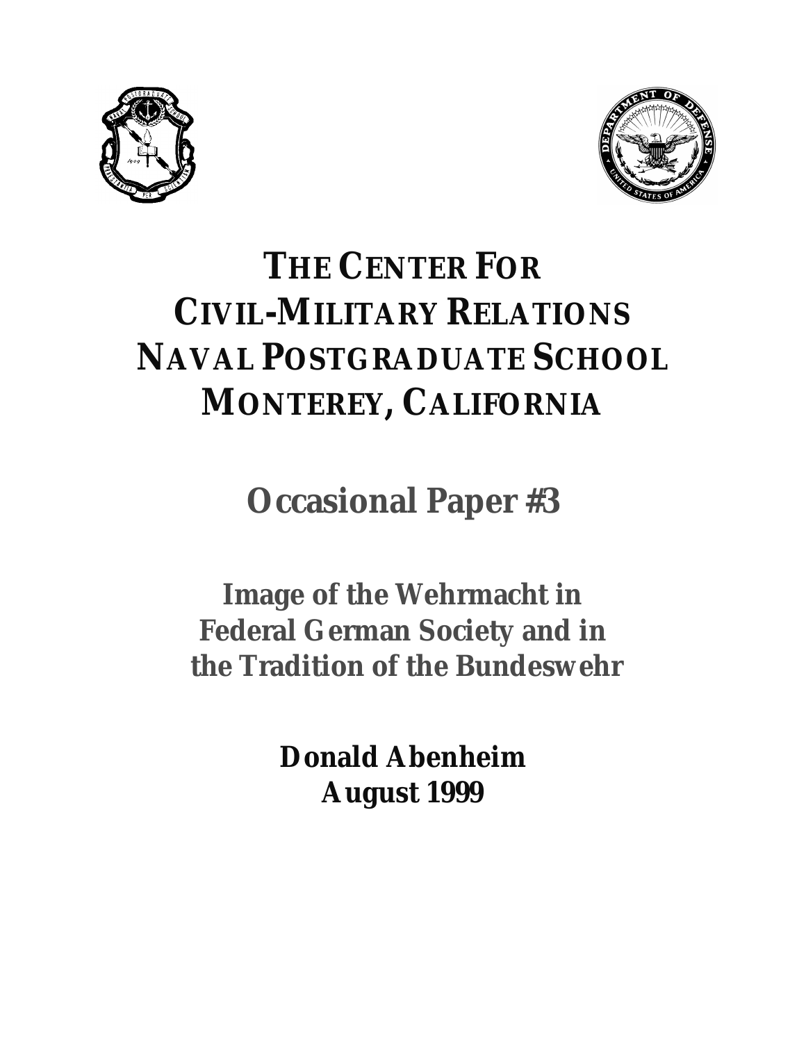# THE CENTER FOR CIVIL-MILITARY RELATIONS NAVAL POSTGRADUATE SCHOOL MONTEREY, CALIFORNIA

## Occasional Paper #3

## Image of the Wehrmacht in Federal German Society and in the Tradition of the Bundeswehr

**Donald Abenheim**
**August 1999**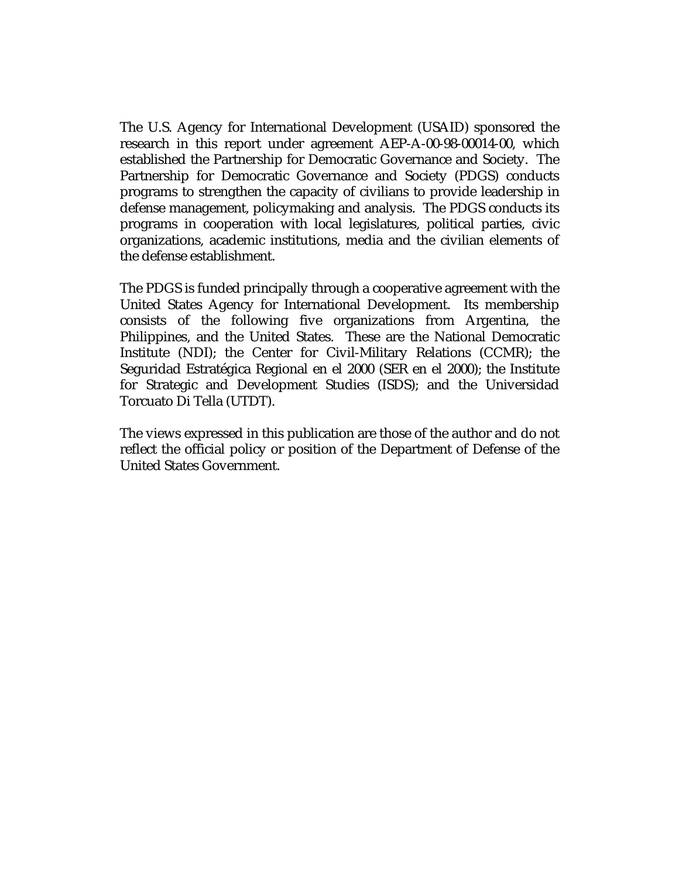The U.S. Agency for International Development (USAID) sponsored the research in this report under agreement AEP-A-00-98-00014-00, which established the Partnership for Democratic Governance and Society. The Partnership for Democratic Governance and Society (PDGS) conducts programs to strengthen the capacity of civilians to provide leadership in defense management, policymaking and analysis. The PDGS conducts its programs in cooperation with local legislatures, political parties, civic organizations, academic institutions, media and the civilian elements of the defense establishment.

The PDGS is funded principally through a cooperative agreement with the United States Agency for International Development. Its membership consists of the following five organizations from Argentina, the Philippines, and the United States. These are the National Democratic Institute (NDI); the Center for Civil-Military Relations (CCMR); the Seguridad Estratégica Regional en el 2000 (SER en el 2000); the Institute for Strategic and Development Studies (ISDS); and the Universidad Torcuato Di Tella (UTDT).

The views expressed in this publication are those of the author and do not reflect the official policy or position of the Department of Defense of the United States Government.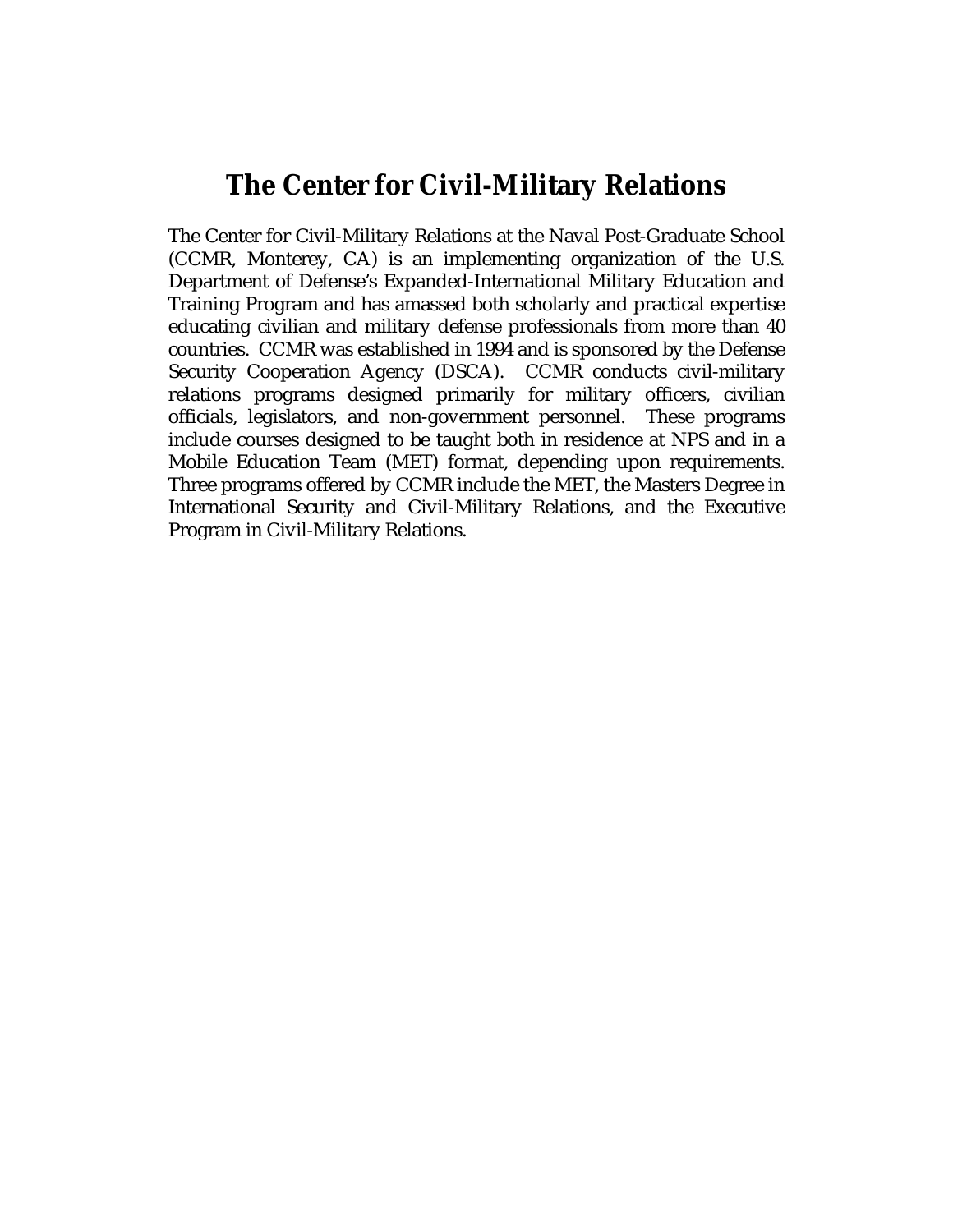# The Center for Civil-Military Relations

The Center for Civil-Military Relations at the Naval Post-Graduate School (CCMR, Monterey, CA) is an implementing organization of the U.S. Department of Defense's Expanded-International Military Education and Training Program and has amassed both scholarly and practical expertise educating civilian and military defense professionals from more than 40 countries. CCMR was established in 1994 and is sponsored by the Defense Security Cooperation Agency (DSCA). CCMR conducts civil-military relations programs designed primarily for military officers, civilian officials, legislators, and non-government personnel. These programs include courses designed to be taught both in residence at NPS and in a Mobile Education Team (MET) format, depending upon requirements. Three programs offered by CCMR include the MET, the Masters Degree in International Security and Civil-Military Relations, and the Executive Program in Civil-Military Relations.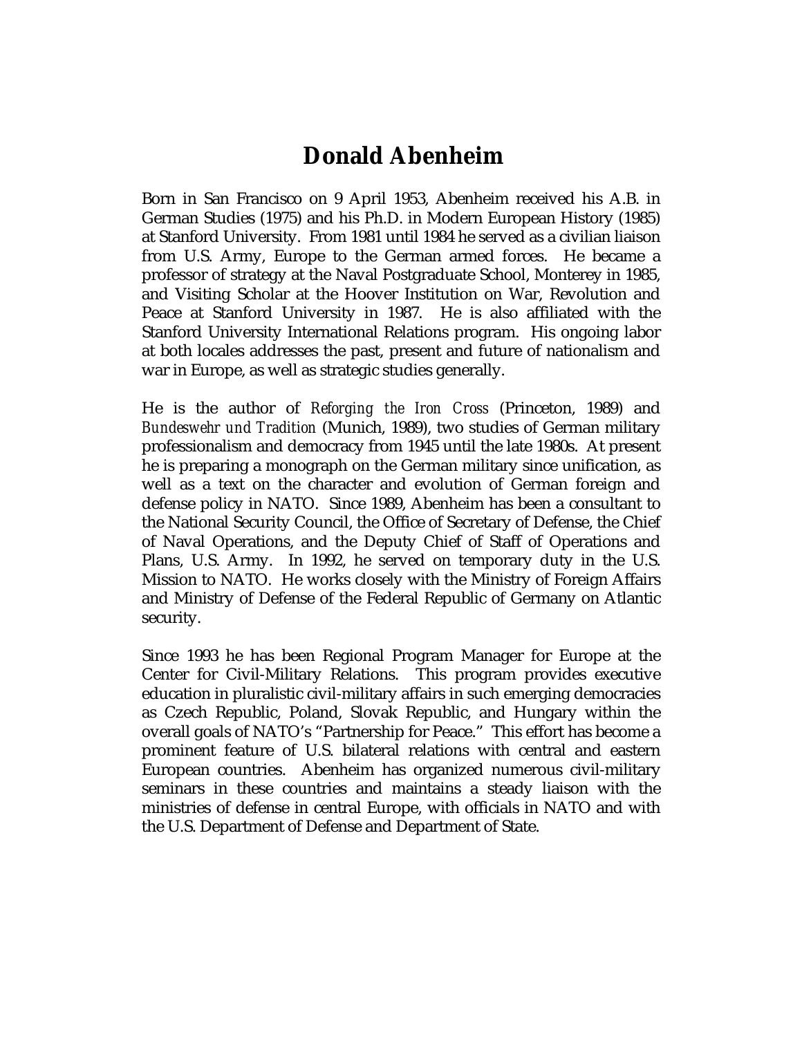# Donald Abenheim

Born in San Francisco on 9 April 1953, Abenheim received his A.B. in German Studies (1975) and his Ph.D. in Modern European History (1985) at Stanford University. From 1981 until 1984 he served as a civilian liaison from U.S. Army, Europe to the German armed forces. He became a professor of strategy at the Naval Postgraduate School, Monterey in 1985, and Visiting Scholar at the Hoover Institution on War, Revolution and Peace at Stanford University in 1987. He is also affiliated with the Stanford University International Relations program. His ongoing labor at both locales addresses the past, present and future of nationalism and war in Europe, as well as strategic studies generally.

He is the author of *Reforging the Iron Cross* (Princeton, 1989) and *Bundeswehr und Tradition* (Munich, 1989), two studies of German military professionalism and democracy from 1945 until the late 1980s. At present he is preparing a monograph on the German military since unification, as well as a text on the character and evolution of German foreign and defense policy in NATO. Since 1989, Abenheim has been a consultant to the National Security Council, the Office of Secretary of Defense, the Chief of Naval Operations, and the Deputy Chief of Staff of Operations and Plans, U.S. Army. In 1992, he served on temporary duty in the U.S. Mission to NATO. He works closely with the Ministry of Foreign Affairs and Ministry of Defense of the Federal Republic of Germany on Atlantic security.

Since 1993 he has been Regional Program Manager for Europe at the Center for Civil-Military Relations. This program provides executive education in pluralistic civil-military affairs in such emerging democracies as Czech Republic, Poland, Slovak Republic, and Hungary within the overall goals of NATO's "Partnership for Peace." This effort has become a prominent feature of U.S. bilateral relations with central and eastern European countries. Abenheim has organized numerous civil-military seminars in these countries and maintains a steady liaison with the ministries of defense in central Europe, with officials in NATO and with the U.S. Department of Defense and Department of State.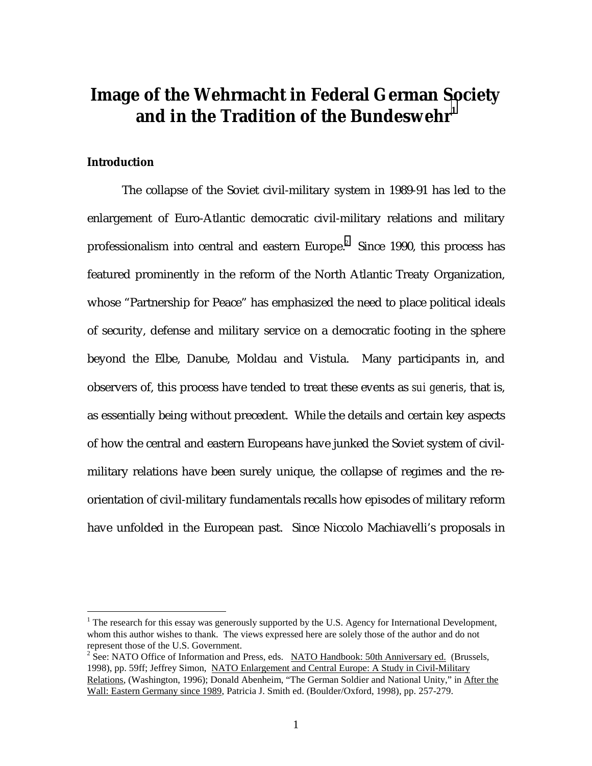# Image of the Wehrmacht in Federal German Society and in the Tradition of the Bundeswehr[1]

**Introduction**

The collapse of the Soviet civil-military system in 1989-91 has led to the enlargement of Euro-Atlantic democratic civil-military relations and military professionalism into central and eastern Europe.[2] Since 1990, this process has featured prominently in the reform of the North Atlantic Treaty Organization, whose "Partnership for Peace" has emphasized the need to place political ideals of security, defense and military service on a democratic footing in the sphere beyond the Elbe, Danube, Moldau and Vistula. Many participants in, and observers of, this process have tended to treat these events as *sui generis*, that is, as essentially being without precedent. While the details and certain key aspects of how the central and eastern Europeans have junked the Soviet system of civil-military relations have been surely unique, the collapse of regimes and the re-orientation of civil-military fundamentals recalls how episodes of military reform have unfolded in the European past. Since Niccolo Machiavelli's proposals in

---

[1] The research for this essay was generously supported by the U.S. Agency for International Development, whom this author wishes to thank. The views expressed here are solely those of the author and do not represent those of the U.S. Government.

[2] See: NATO Office of Information and Press, eds. NATO Handbook: 50th Anniversary ed. (Brussels, 1998), pp. 59ff; Jeffrey Simon, NATO Enlargement and Central Europe: A Study in Civil-Military Relations, (Washington, 1996); Donald Abenheim, "The German Soldier and National Unity," in After the Wall: Eastern Germany since 1989, Patricia J. Smith ed. (Boulder/Oxford, 1998), pp. 257-279.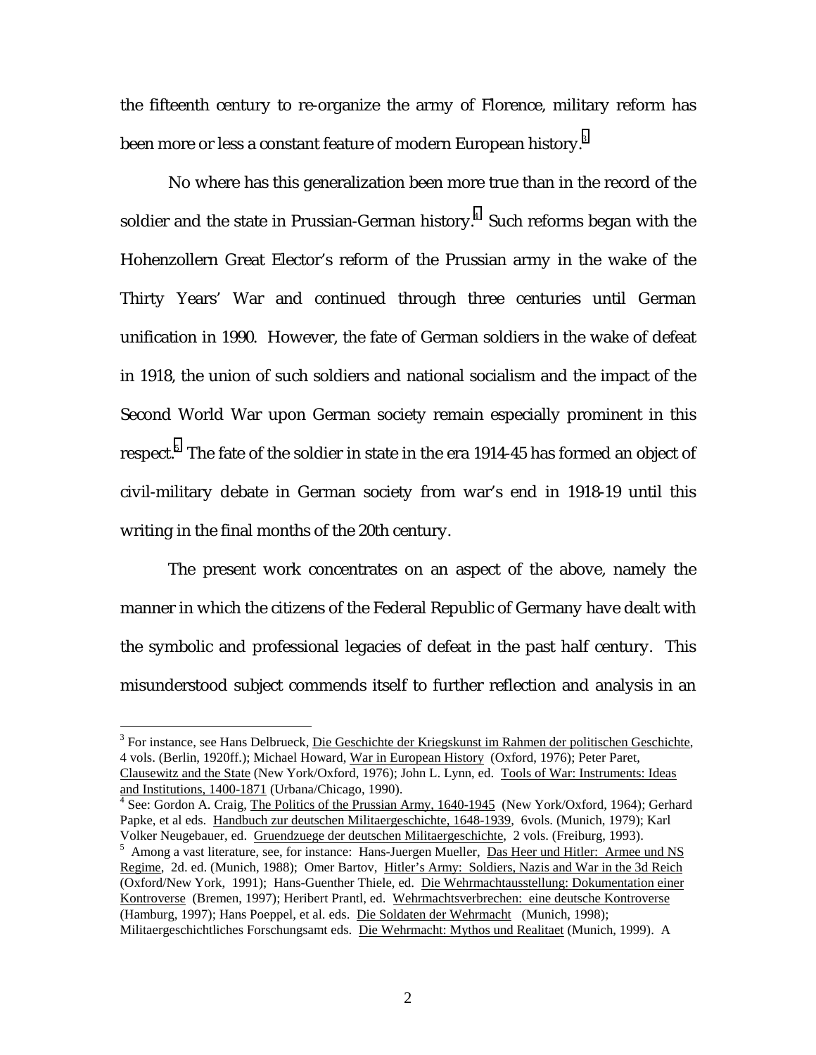the fifteenth century to re-organize the army of Florence, military reform has been more or less a constant feature of modern European history.[3]

No where has this generalization been more true than in the record of the soldier and the state in Prussian-German history.[4] Such reforms began with the Hohenzollern Great Elector's reform of the Prussian army in the wake of the Thirty Years' War and continued through three centuries until German unification in 1990. However, the fate of German soldiers in the wake of defeat in 1918, the union of such soldiers and national socialism and the impact of the Second World War upon German society remain especially prominent in this respect.[5] The fate of the soldier in state in the era 1914-45 has formed an object of civil-military debate in German society from war's end in 1918-19 until this writing in the final months of the 20th century.

The present work concentrates on an aspect of the above, namely the manner in which the citizens of the Federal Republic of Germany have dealt with the symbolic and professional legacies of defeat in the past half century. This misunderstood subject commends itself to further reflection and analysis in an

---

[3] For instance, see Hans Delbrueck, Die Geschichte der Kriegskunst im Rahmen der politischen Geschichte, 4 vols. (Berlin, 1920ff.); Michael Howard, War in European History (Oxford, 1976); Peter Paret, Clausewitz and the State (New York/Oxford, 1976); John L. Lynn, ed. Tools of War: Instruments: Ideas and Institutions, 1400-1871 (Urbana/Chicago, 1990).

[4] See: Gordon A. Craig, The Politics of the Prussian Army, 1640-1945 (New York/Oxford, 1964); Gerhard Papke, et al eds. Handbuch zur deutschen Militaergeschichte, 1648-1939, 6vols. (Munich, 1979); Karl Volker Neugebauer, ed. Gruendzuege der deutschen Militaergeschichte, 2 vols. (Freiburg, 1993).

[5] Among a vast literature, see, for instance: Hans-Juergen Mueller, Das Heer und Hitler: Armee und NS Regime, 2d. ed. (Munich, 1988); Omer Bartov, Hitler's Army: Soldiers, Nazis and War in the 3d Reich (Oxford/New York, 1991); Hans-Guenther Thiele, ed. Die Wehrmachtausstellung: Dokumentation einer Kontroverse (Bremen, 1997); Heribert Prantl, ed. Wehrmachtsverbrechen: eine deutsche Kontroverse (Hamburg, 1997); Hans Poeppel, et al. eds. Die Soldaten der Wehrmacht (Munich, 1998); Militaergeschichtliches Forschungsamt eds. Die Wehrmacht: Mythos und Realitaet (Munich, 1999). A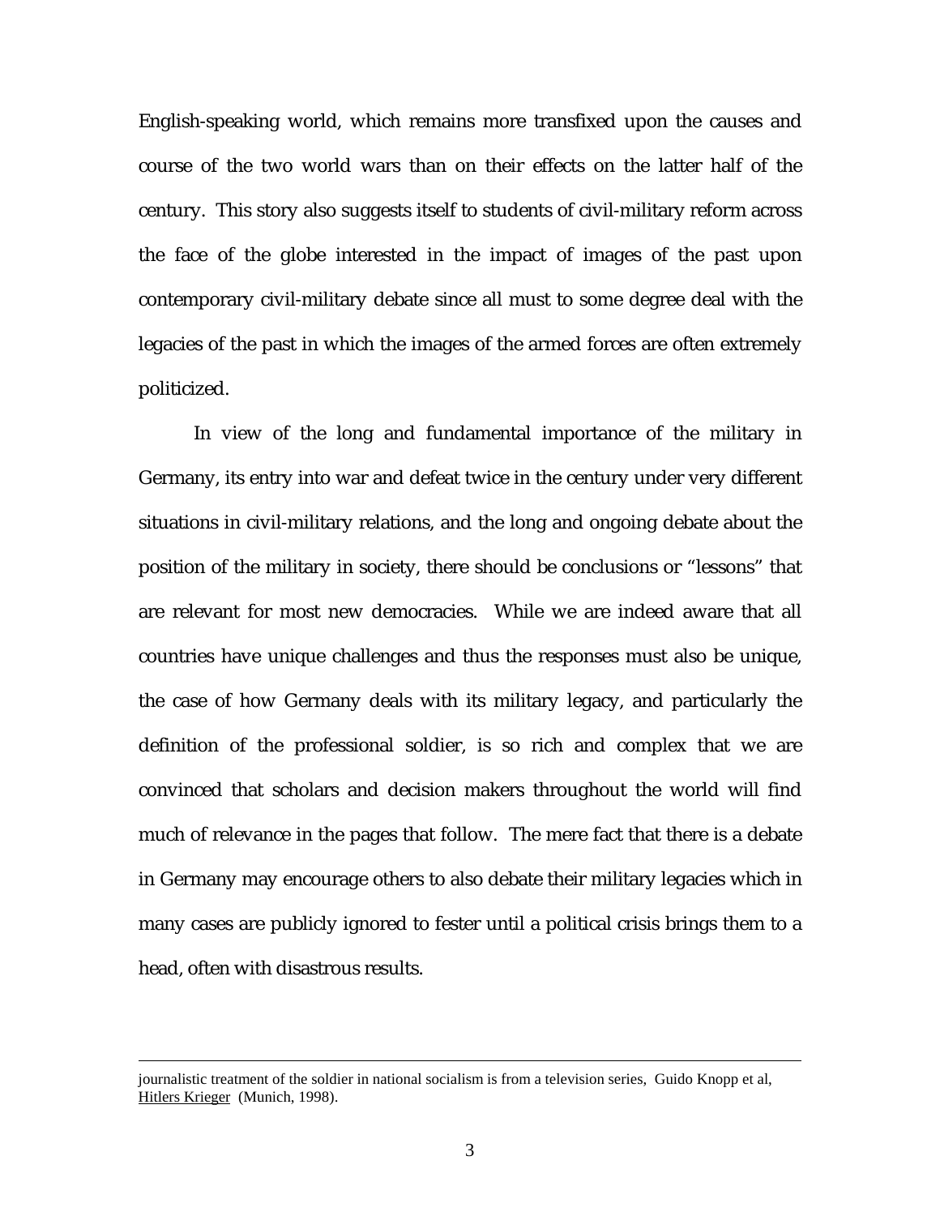English-speaking world, which remains more transfixed upon the causes and course of the two world wars than on their effects on the latter half of the century. This story also suggests itself to students of civil-military reform across the face of the globe interested in the impact of images of the past upon contemporary civil-military debate since all must to some degree deal with the legacies of the past in which the images of the armed forces are often extremely politicized.

In view of the long and fundamental importance of the military in Germany, its entry into war and defeat twice in the century under very different situations in civil-military relations, and the long and ongoing debate about the position of the military in society, there should be conclusions or "lessons" that are relevant for most new democracies. While we are indeed aware that all countries have unique challenges and thus the responses must also be unique, the case of how Germany deals with its military legacy, and particularly the definition of the professional soldier, is so rich and complex that we are convinced that scholars and decision makers throughout the world will find much of relevance in the pages that follow. The mere fact that there is a debate in Germany may encourage others to also debate their military legacies which in many cases are publicly ignored to fester until a political crisis brings them to a head, often with disastrous results.

---

journalistic treatment of the soldier in national socialism is from a television series, Guido Knopp et al, Hitlers Krieger (Munich, 1998).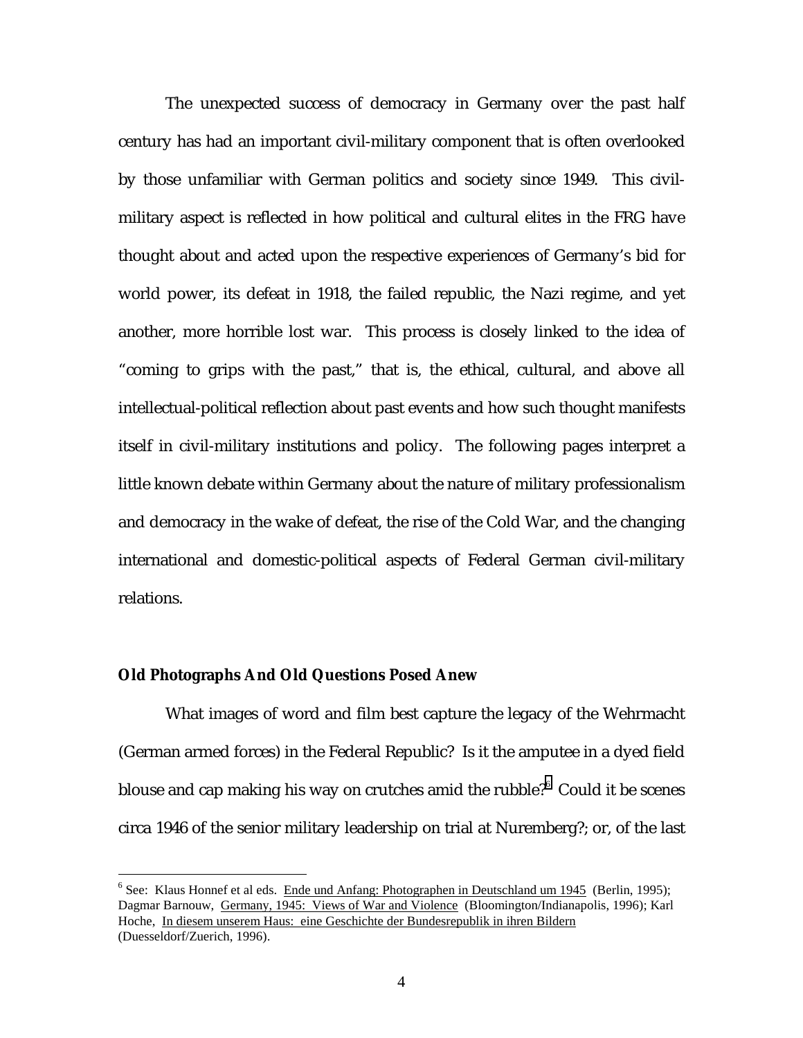The unexpected success of democracy in Germany over the past half century has had an important civil-military component that is often overlooked by those unfamiliar with German politics and society since 1949. This civil-military aspect is reflected in how political and cultural elites in the FRG have thought about and acted upon the respective experiences of Germany's bid for world power, its defeat in 1918, the failed republic, the Nazi regime, and yet another, more horrible lost war. This process is closely linked to the idea of "coming to grips with the past," that is, the ethical, cultural, and above all intellectual-political reflection about past events and how such thought manifests itself in civil-military institutions and policy. The following pages interpret a little known debate within Germany about the nature of military professionalism and democracy in the wake of defeat, the rise of the Cold War, and the changing international and domestic-political aspects of Federal German civil-military relations.

**Old Photographs And Old Questions Posed Anew**

What images of word and film best capture the legacy of the Wehrmacht (German armed forces) in the Federal Republic? Is it the amputee in a dyed field blouse and cap making his way on crutches amid the rubble?[6] Could it be scenes circa 1946 of the senior military leadership on trial at Nuremberg?; or, of the last

---

[6] See: Klaus Honnef et al eds. Ende und Anfang: Photographen in Deutschland um 1945 (Berlin, 1995); Dagmar Barnouw, Germany, 1945: Views of War and Violence (Bloomington/Indianapolis, 1996); Karl Hoche, In diesem unserem Haus: eine Geschichte der Bundesrepublik in ihren Bildern (Duesseldorf/Zuerich, 1996).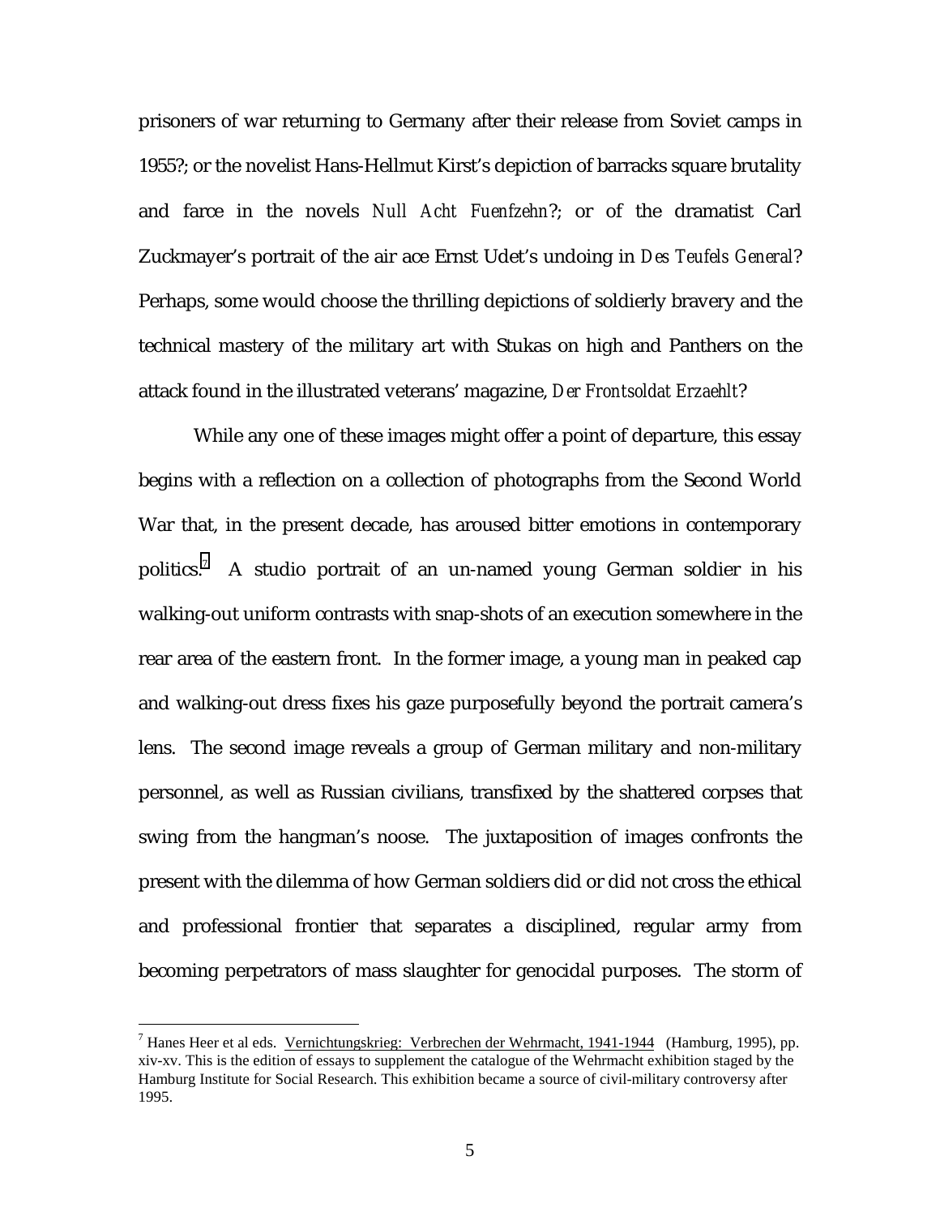prisoners of war returning to Germany after their release from Soviet camps in 1955?; or the novelist Hans-Hellmut Kirst's depiction of barracks square brutality and farce in the novels *Null Acht Fuenfzehn*?; or of the dramatist Carl Zuckmayer's portrait of the air ace Ernst Udet's undoing in *Des Teufels General*? Perhaps, some would choose the thrilling depictions of soldierly bravery and the technical mastery of the military art with Stukas on high and Panthers on the attack found in the illustrated veterans' magazine, *Der Frontsoldat Erzaehlt*?

While any one of these images might offer a point of departure, this essay begins with a reflection on a collection of photographs from the Second World War that, in the present decade, has aroused bitter emotions in contemporary politics.[7] A studio portrait of an un-named young German soldier in his walking-out uniform contrasts with snap-shots of an execution somewhere in the rear area of the eastern front. In the former image, a young man in peaked cap and walking-out dress fixes his gaze purposefully beyond the portrait camera's lens. The second image reveals a group of German military and non-military personnel, as well as Russian civilians, transfixed by the shattered corpses that swing from the hangman's noose. The juxtaposition of images confronts the present with the dilemma of how German soldiers did or did not cross the ethical and professional frontier that separates a disciplined, regular army from becoming perpetrators of mass slaughter for genocidal purposes. The storm of

---

[7] Hanes Heer et al eds. Vernichtungskrieg: Verbrechen der Wehrmacht, 1941-1944 (Hamburg, 1995), pp. xiv-xv. This is the edition of essays to supplement the catalogue of the Wehrmacht exhibition staged by the Hamburg Institute for Social Research. This exhibition became a source of civil-military controversy after 1995.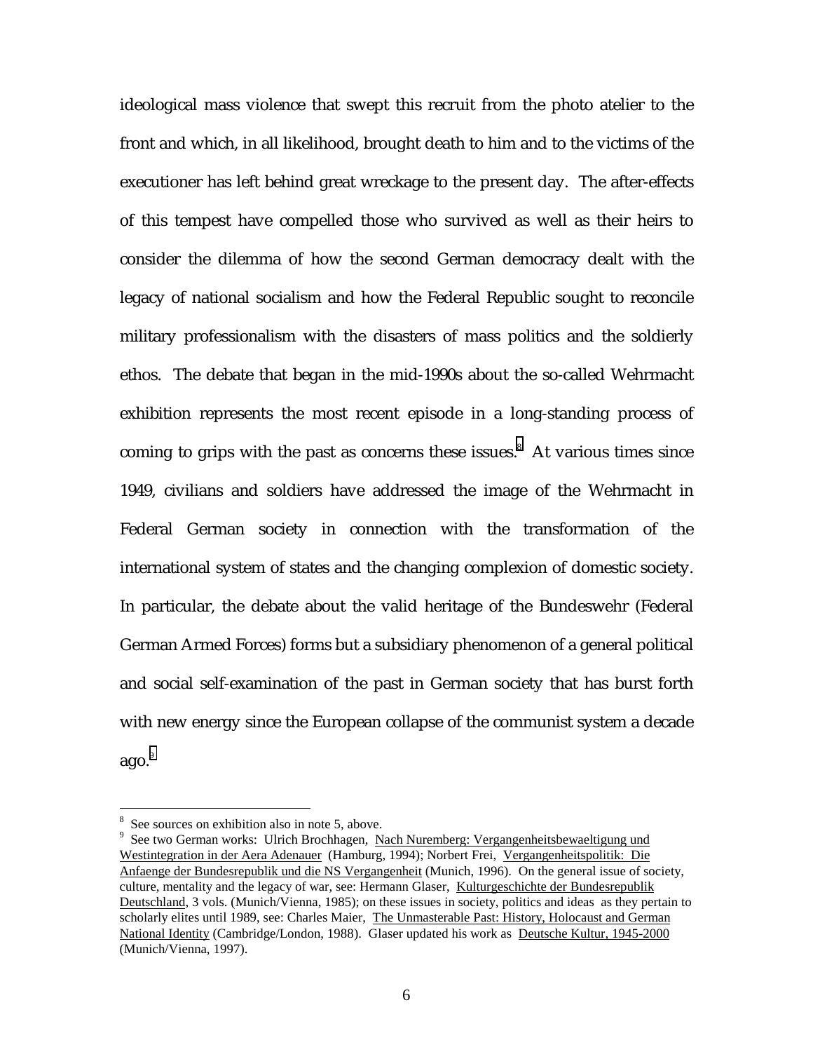ideological mass violence that swept this recruit from the photo atelier to the front and which, in all likelihood, brought death to him and to the victims of the executioner has left behind great wreckage to the present day. The after-effects of this tempest have compelled those who survived as well as their heirs to consider the dilemma of how the second German democracy dealt with the legacy of national socialism and how the Federal Republic sought to reconcile military professionalism with the disasters of mass politics and the soldierly ethos. The debate that began in the mid-1990s about the so-called Wehrmacht exhibition represents the most recent episode in a long-standing process of coming to grips with the past as concerns these issues.[8] At various times since 1949, civilians and soldiers have addressed the image of the Wehrmacht in Federal German society in connection with the transformation of the international system of states and the changing complexion of domestic society. In particular, the debate about the valid heritage of the Bundeswehr (Federal German Armed Forces) forms but a subsidiary phenomenon of a general political and social self-examination of the past in German society that has burst forth with new energy since the European collapse of the communist system a decade ago.[9]

---

[8] See sources on exhibition also in note 5, above.

[9] See two German works: Ulrich Brochhagen, Nach Nuremberg: Vergangenheitsbewaeltigung und Westintegration in der Aera Adenauer (Hamburg, 1994); Norbert Frei, Vergangenheitspolitik: Die Anfaenge der Bundesrepublik und die NS Vergangenheit (Munich, 1996). On the general issue of society, culture, mentality and the legacy of war, see: Hermann Glaser, Kulturgeschichte der Bundesrepublik Deutschland, 3 vols. (Munich/Vienna, 1985); on these issues in society, politics and ideas as they pertain to scholarly elites until 1989, see: Charles Maier, The Unmasterable Past: History, Holocaust and German National Identity (Cambridge/London, 1988). Glaser updated his work as Deutsche Kultur, 1945-2000 (Munich/Vienna, 1997).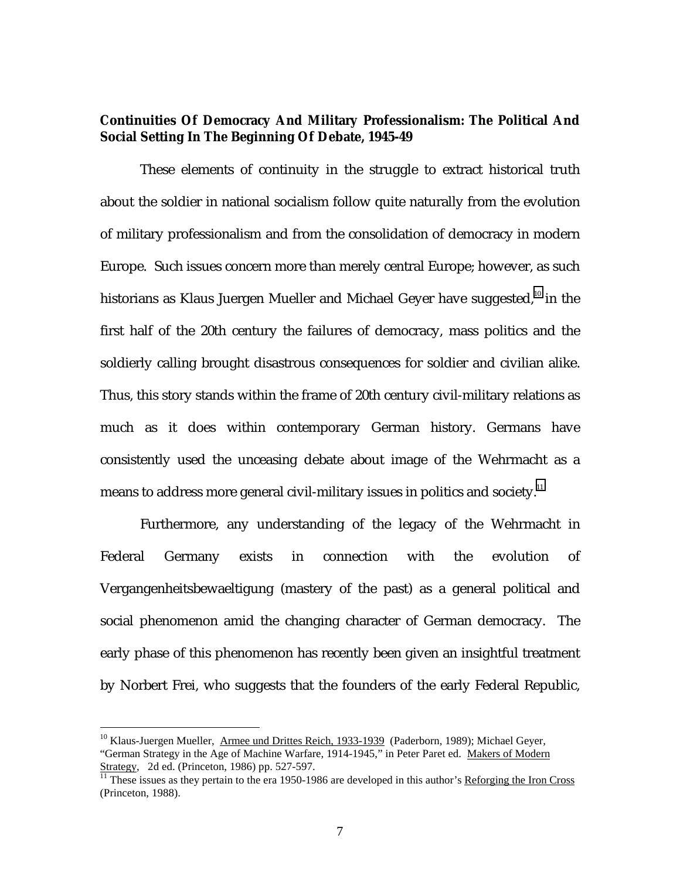**Continuities Of Democracy And Military Professionalism: The Political And Social Setting In The Beginning Of Debate, 1945-49**

These elements of continuity in the struggle to extract historical truth about the soldier in national socialism follow quite naturally from the evolution of military professionalism and from the consolidation of democracy in modern Europe. Such issues concern more than merely central Europe; however, as such historians as Klaus Juergen Mueller and Michael Geyer have suggested,[10] in the first half of the 20th century the failures of democracy, mass politics and the soldierly calling brought disastrous consequences for soldier and civilian alike. Thus, this story stands within the frame of 20th century civil-military relations as much as it does within contemporary German history. Germans have consistently used the unceasing debate about image of the Wehrmacht as a means to address more general civil-military issues in politics and society.[11]

Furthermore, any understanding of the legacy of the Wehrmacht in Federal Germany exists in connection with the evolution of Vergangenheitsbewaeltigung (mastery of the past) as a general political and social phenomenon amid the changing character of German democracy. The early phase of this phenomenon has recently been given an insightful treatment by Norbert Frei, who suggests that the founders of the early Federal Republic,

---

[10] Klaus-Juergen Mueller, Armee und Drittes Reich, 1933-1939 (Paderborn, 1989); Michael Geyer, "German Strategy in the Age of Machine Warfare, 1914-1945," in Peter Paret ed. Makers of Modern Strategy, 2d ed. (Princeton, 1986) pp. 527-597.

[11] These issues as they pertain to the era 1950-1986 are developed in this author's Reforging the Iron Cross (Princeton, 1988).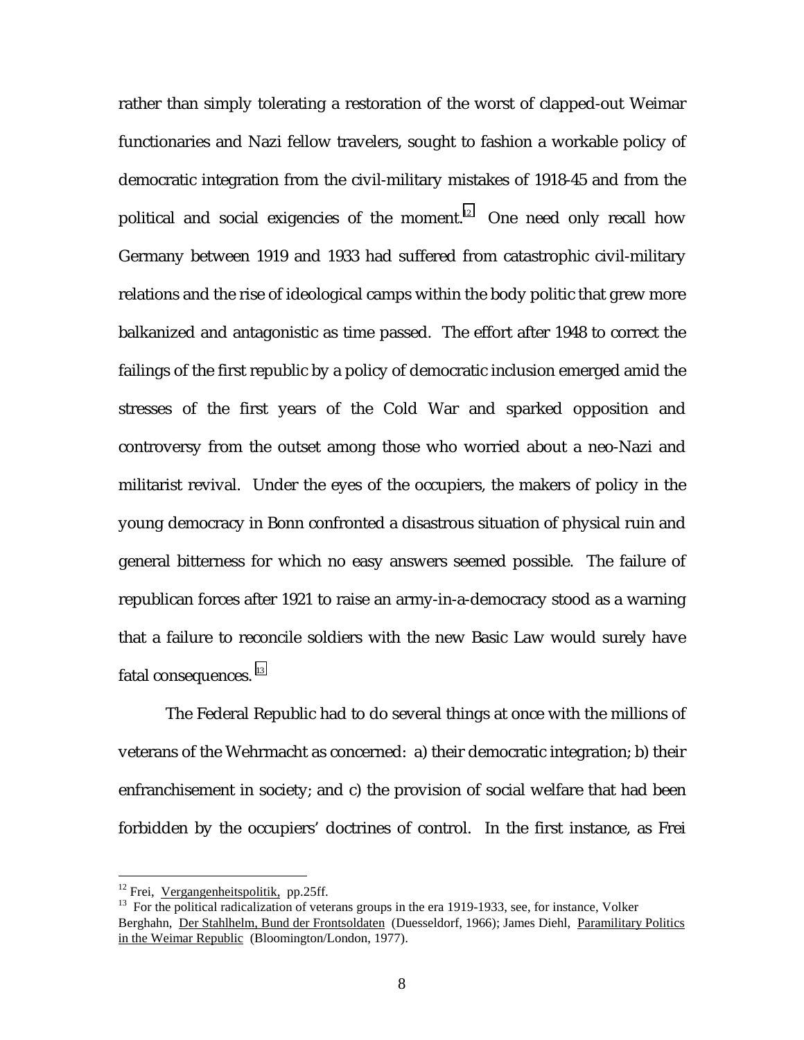rather than simply tolerating a restoration of the worst of clapped-out Weimar functionaries and Nazi fellow travelers, sought to fashion a workable policy of democratic integration from the civil-military mistakes of 1918-45 and from the political and social exigencies of the moment.[12] One need only recall how Germany between 1919 and 1933 had suffered from catastrophic civil-military relations and the rise of ideological camps within the body politic that grew more balkanized and antagonistic as time passed. The effort after 1948 to correct the failings of the first republic by a policy of democratic inclusion emerged amid the stresses of the first years of the Cold War and sparked opposition and controversy from the outset among those who worried about a neo-Nazi and militarist revival. Under the eyes of the occupiers, the makers of policy in the young democracy in Bonn confronted a disastrous situation of physical ruin and general bitterness for which no easy answers seemed possible. The failure of republican forces after 1921 to raise an army-in-a-democracy stood as a warning that a failure to reconcile soldiers with the new Basic Law would surely have fatal consequences.[13]

The Federal Republic had to do several things at once with the millions of veterans of the Wehrmacht as concerned: a) their democratic integration; b) their enfranchisement in society; and c) the provision of social welfare that had been forbidden by the occupiers' doctrines of control. In the first instance, as Frei

---

[12] Frei, Vergangenheitspolitik, pp.25ff.

[13] For the political radicalization of veterans groups in the era 1919-1933, see, for instance, Volker Berghahn, Der Stahlhelm, Bund der Frontsoldaten (Duesseldorf, 1966); James Diehl, Paramilitary Politics in the Weimar Republic (Bloomington/London, 1977).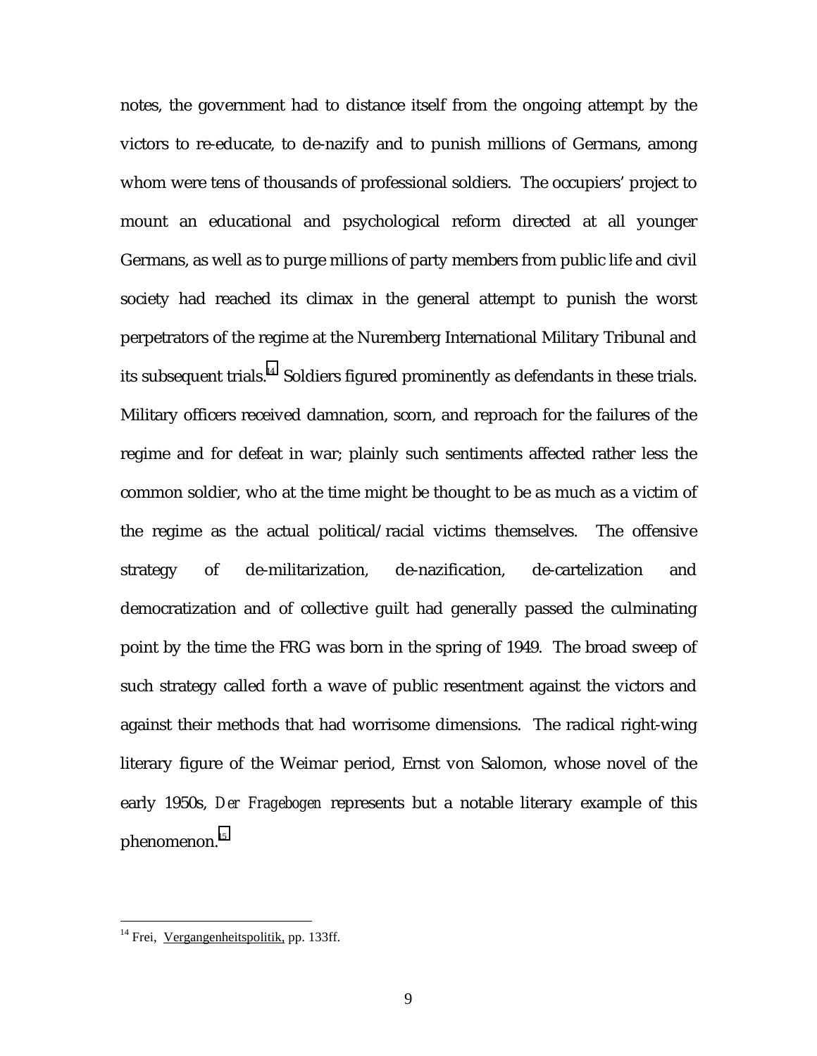notes, the government had to distance itself from the ongoing attempt by the victors to re-educate, to de-nazify and to punish millions of Germans, among whom were tens of thousands of professional soldiers. The occupiers' project to mount an educational and psychological reform directed at all younger Germans, as well as to purge millions of party members from public life and civil society had reached its climax in the general attempt to punish the worst perpetrators of the regime at the Nuremberg International Military Tribunal and its subsequent trials.[14] Soldiers figured prominently as defendants in these trials. Military officers received damnation, scorn, and reproach for the failures of the regime and for defeat in war; plainly such sentiments affected rather less the common soldier, who at the time might be thought to be as much as a victim of the regime as the actual political/racial victims themselves. The offensive strategy of de-militarization, de-nazification, de-cartelization and democratization and of collective guilt had generally passed the culminating point by the time the FRG was born in the spring of 1949. The broad sweep of such strategy called forth a wave of public resentment against the victors and against their methods that had worrisome dimensions. The radical right-wing literary figure of the Weimar period, Ernst von Salomon, whose novel of the early 1950s, *Der Fragebogen* represents but a notable literary example of this phenomenon.[15]

---

[14] Frei, Vergangenheitspolitik, pp. 133ff.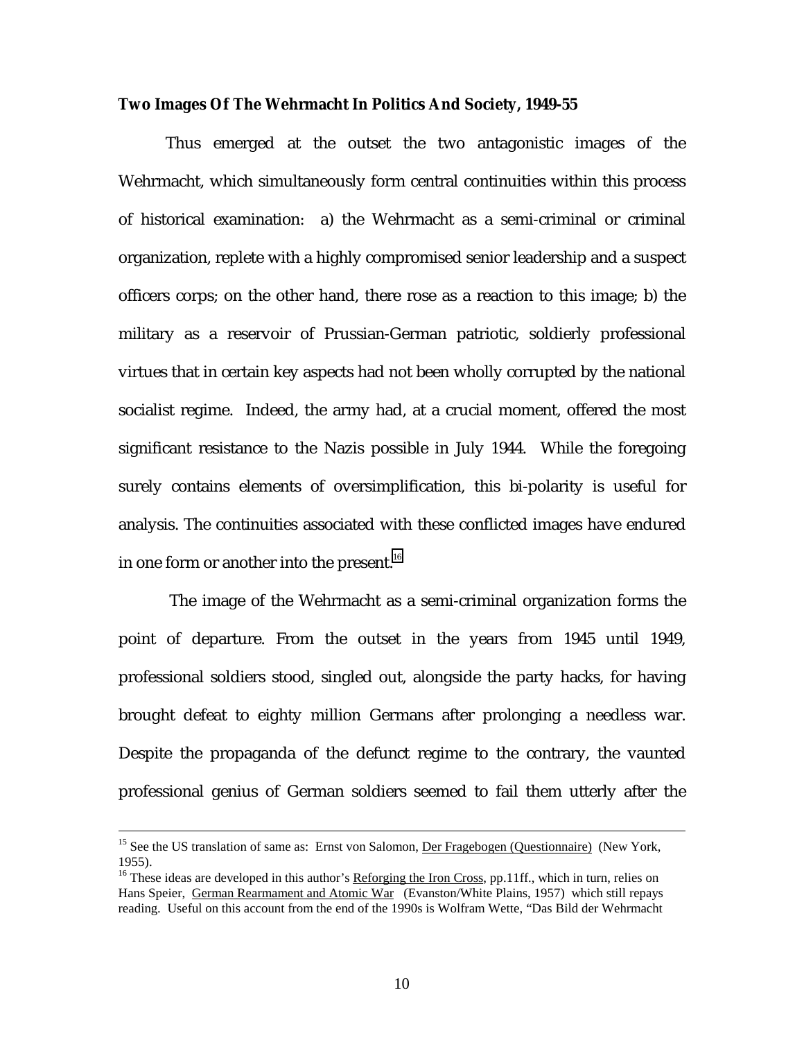**Two Images Of The Wehrmacht In Politics And Society, 1949-55**

Thus emerged at the outset the two antagonistic images of the Wehrmacht, which simultaneously form central continuities within this process of historical examination: a) the Wehrmacht as a semi-criminal or criminal organization, replete with a highly compromised senior leadership and a suspect officers corps; on the other hand, there rose as a reaction to this image; b) the military as a reservoir of Prussian-German patriotic, soldierly professional virtues that in certain key aspects had not been wholly corrupted by the national socialist regime. Indeed, the army had, at a crucial moment, offered the most significant resistance to the Nazis possible in July 1944. While the foregoing surely contains elements of oversimplification, this bi-polarity is useful for analysis. The continuities associated with these conflicted images have endured in one form or another into the present.[16]

The image of the Wehrmacht as a semi-criminal organization forms the point of departure. From the outset in the years from 1945 until 1949, professional soldiers stood, singled out, alongside the party hacks, for having brought defeat to eighty million Germans after prolonging a needless war. Despite the propaganda of the defunct regime to the contrary, the vaunted professional genius of German soldiers seemed to fail them utterly after the

---

[15] See the US translation of same as: Ernst von Salomon, Der Fragebogen (Questionnaire) (New York, 1955).

[16] These ideas are developed in this author's Reforging the Iron Cross, pp.11ff., which in turn, relies on Hans Speier, German Rearmament and Atomic War (Evanston/White Plains, 1957) which still repays reading. Useful on this account from the end of the 1990s is Wolfram Wette, "Das Bild der Wehrmacht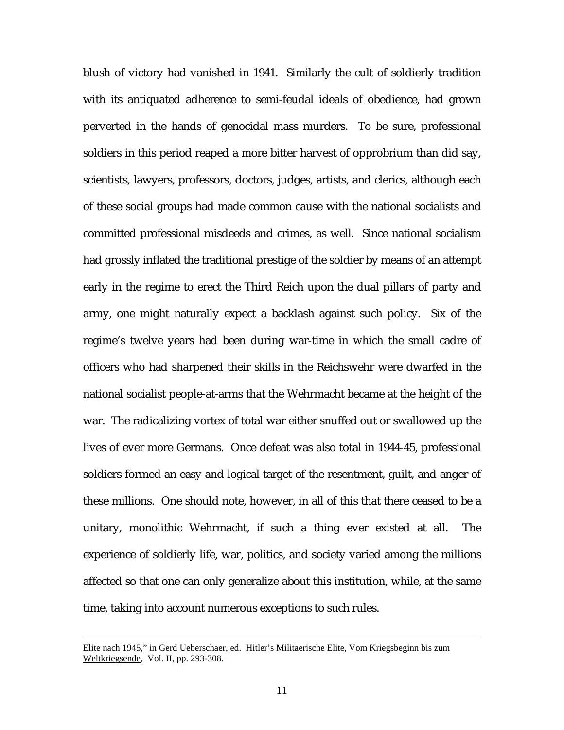blush of victory had vanished in 1941. Similarly the cult of soldierly tradition with its antiquated adherence to semi-feudal ideals of obedience, had grown perverted in the hands of genocidal mass murders. To be sure, professional soldiers in this period reaped a more bitter harvest of opprobrium than did say, scientists, lawyers, professors, doctors, judges, artists, and clerics, although each of these social groups had made common cause with the national socialists and committed professional misdeeds and crimes, as well. Since national socialism had grossly inflated the traditional prestige of the soldier by means of an attempt early in the regime to erect the Third Reich upon the dual pillars of party and army, one might naturally expect a backlash against such policy. Six of the regime's twelve years had been during war-time in which the small cadre of officers who had sharpened their skills in the Reichswehr were dwarfed in the national socialist people-at-arms that the Wehrmacht became at the height of the war. The radicalizing vortex of total war either snuffed out or swallowed up the lives of ever more Germans. Once defeat was also total in 1944-45, professional soldiers formed an easy and logical target of the resentment, guilt, and anger of these millions. One should note, however, in all of this that there ceased to be a unitary, monolithic Wehrmacht, if such a thing ever existed at all. The experience of soldierly life, war, politics, and society varied among the millions affected so that one can only generalize about this institution, while, at the same time, taking into account numerous exceptions to such rules.

---

Elite nach 1945," in Gerd Ueberschaer, ed. Hitler's Militaerische Elite, Vom Kriegsbeginn bis zum Weltkriegsende, Vol. II, pp. 293-308.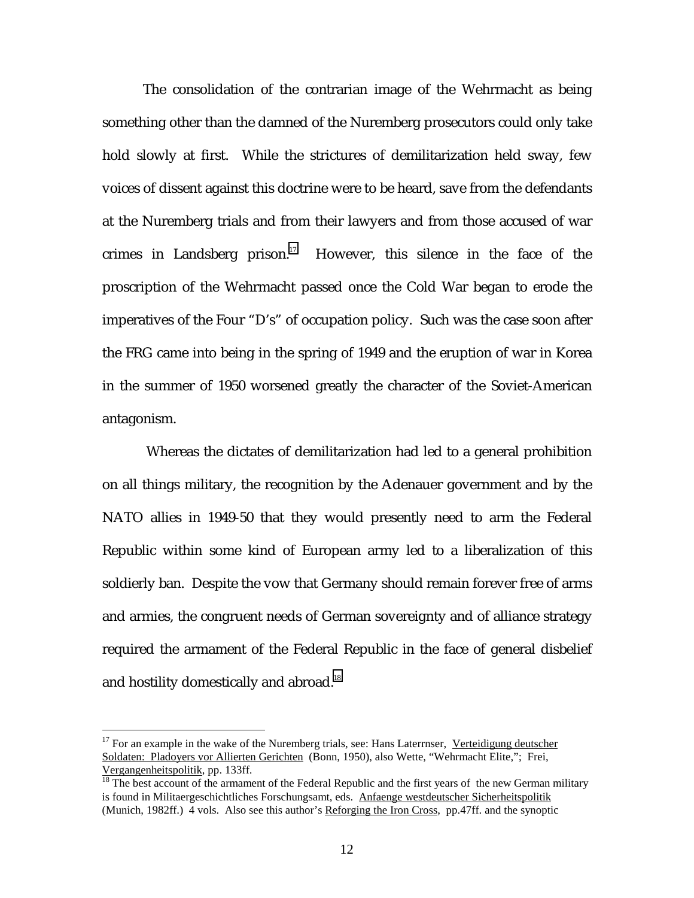The consolidation of the contrarian image of the Wehrmacht as being something other than the damned of the Nuremberg prosecutors could only take hold slowly at first. While the strictures of demilitarization held sway, few voices of dissent against this doctrine were to be heard, save from the defendants at the Nuremberg trials and from their lawyers and from those accused of war crimes in Landsberg prison.[17] However, this silence in the face of the proscription of the Wehrmacht passed once the Cold War began to erode the imperatives of the Four "D's" of occupation policy. Such was the case soon after the FRG came into being in the spring of 1949 and the eruption of war in Korea in the summer of 1950 worsened greatly the character of the Soviet-American antagonism.

Whereas the dictates of demilitarization had led to a general prohibition on all things military, the recognition by the Adenauer government and by the NATO allies in 1949-50 that they would presently need to arm the Federal Republic within some kind of European army led to a liberalization of this soldierly ban. Despite the vow that Germany should remain forever free of arms and armies, the congruent needs of German sovereignty and of alliance strategy required the armament of the Federal Republic in the face of general disbelief and hostility domestically and abroad.[18]

---

[17] For an example in the wake of the Nuremberg trials, see: Hans Laterrnser, Verteidigung deutscher Soldaten: Pladoyers vor Allierten Gerichten (Bonn, 1950), also Wette, "Wehrmacht Elite,"; Frei, Vergangenheitspolitik, pp. 133ff.

[18] The best account of the armament of the Federal Republic and the first years of the new German military is found in Militaergeschichtliches Forschungsamt, eds. Anfaenge westdeutscher Sicherheitspolitik (Munich, 1982ff.) 4 vols. Also see this author's Reforging the Iron Cross, pp.47ff. and the synoptic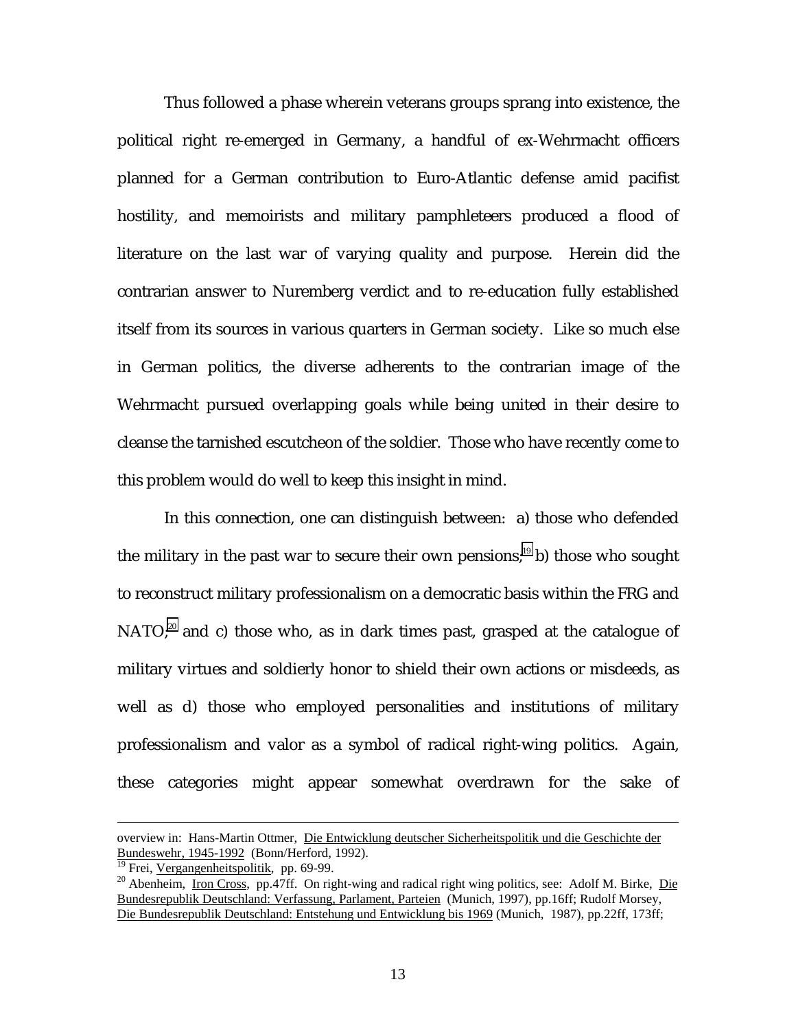Thus followed a phase wherein veterans groups sprang into existence, the political right re-emerged in Germany, a handful of ex-Wehrmacht officers planned for a German contribution to Euro-Atlantic defense amid pacifist hostility, and memoirists and military pamphleteers produced a flood of literature on the last war of varying quality and purpose. Herein did the contrarian answer to Nuremberg verdict and to re-education fully established itself from its sources in various quarters in German society. Like so much else in German politics, the diverse adherents to the contrarian image of the Wehrmacht pursued overlapping goals while being united in their desire to cleanse the tarnished escutcheon of the soldier. Those who have recently come to this problem would do well to keep this insight in mind.

In this connection, one can distinguish between: a) those who defended the military in the past war to secure their own pensions;[19] b) those who sought to reconstruct military professionalism on a democratic basis within the FRG and NATO;[20] and c) those who, as in dark times past, grasped at the catalogue of military virtues and soldierly honor to shield their own actions or misdeeds, as well as d) those who employed personalities and institutions of military professionalism and valor as a symbol of radical right-wing politics. Again, these categories might appear somewhat overdrawn for the sake of

---

overview in: Hans-Martin Ottmer, Die Entwicklung deutscher Sicherheitspolitik und die Geschichte der Bundeswehr, 1945-1992 (Bonn/Herford, 1992).

[19] Frei, Vergangenheitspolitik, pp. 69-99.

[20] Abenheim, Iron Cross, pp.47ff. On right-wing and radical right wing politics, see: Adolf M. Birke, Die Bundesrepublik Deutschland: Verfassung, Parlament, Parteien (Munich, 1997), pp.16ff; Rudolf Morsey, Die Bundesrepublik Deutschland: Entstehung und Entwicklung bis 1969 (Munich, 1987), pp.22ff, 173ff;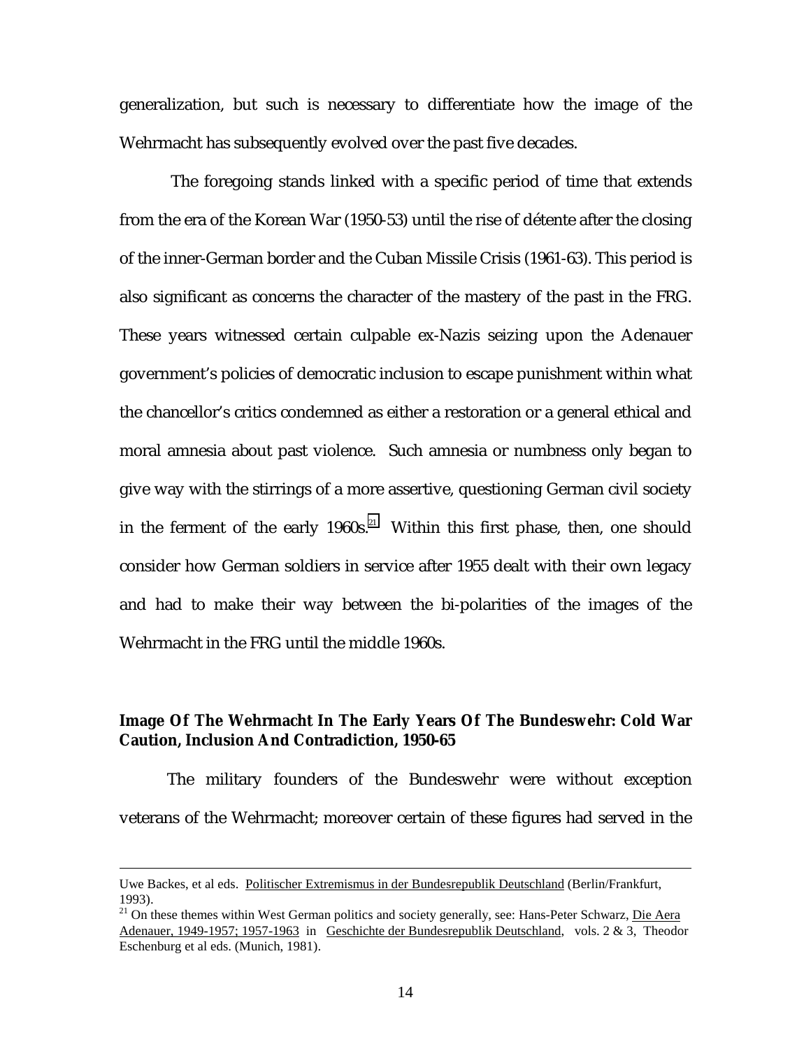generalization, but such is necessary to differentiate how the image of the Wehrmacht has subsequently evolved over the past five decades.

The foregoing stands linked with a specific period of time that extends from the era of the Korean War (1950-53) until the rise of détente after the closing of the inner-German border and the Cuban Missile Crisis (1961-63). This period is also significant as concerns the character of the mastery of the past in the FRG. These years witnessed certain culpable ex-Nazis seizing upon the Adenauer government's policies of democratic inclusion to escape punishment within what the chancellor's critics condemned as either a restoration or a general ethical and moral amnesia about past violence. Such amnesia or numbness only began to give way with the stirrings of a more assertive, questioning German civil society in the ferment of the early 1960s.[21] Within this first phase, then, one should consider how German soldiers in service after 1955 dealt with their own legacy and had to make their way between the bi-polarities of the images of the Wehrmacht in the FRG until the middle 1960s.

### Image Of The Wehrmacht In The Early Years Of The Bundeswehr: Cold War Caution, Inclusion And Contradiction, 1950-65

The military founders of the Bundeswehr were without exception veterans of the Wehrmacht; moreover certain of these figures had served in the

---

Uwe Backes, et al eds. Politischer Extremismus in der Bundesrepublik Deutschland (Berlin/Frankfurt, 1993).

[21] On these themes within West German politics and society generally, see: Hans-Peter Schwarz, Die Aera Adenauer, 1949-1957; 1957-1963 in Geschichte der Bundesrepublik Deutschland, vols. 2 & 3, Theodor Eschenburg et al eds. (Munich, 1981).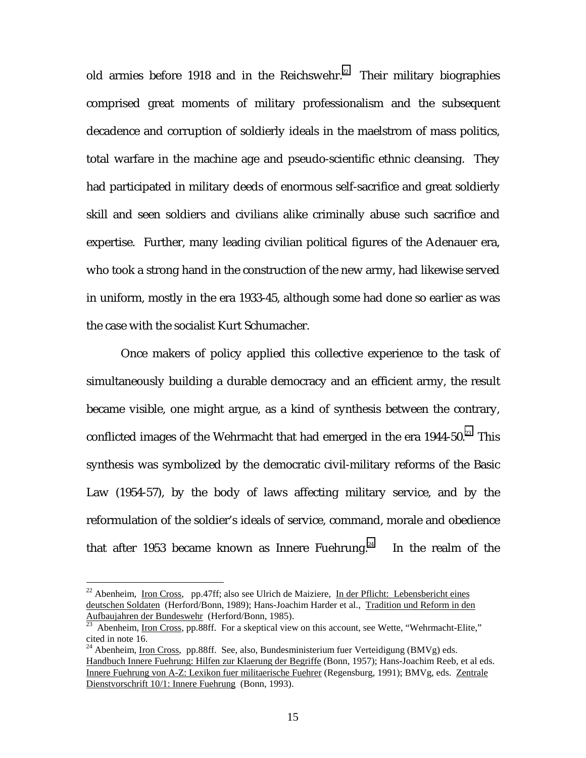old armies before 1918 and in the Reichswehr.[22] Their military biographies comprised great moments of military professionalism and the subsequent decadence and corruption of soldierly ideals in the maelstrom of mass politics, total warfare in the machine age and pseudo-scientific ethnic cleansing. They had participated in military deeds of enormous self-sacrifice and great soldierly skill and seen soldiers and civilians alike criminally abuse such sacrifice and expertise. Further, many leading civilian political figures of the Adenauer era, who took a strong hand in the construction of the new army, had likewise served in uniform, mostly in the era 1933-45, although some had done so earlier as was the case with the socialist Kurt Schumacher.

Once makers of policy applied this collective experience to the task of simultaneously building a durable democracy and an efficient army, the result became visible, one might argue, as a kind of synthesis between the contrary, conflicted images of the Wehrmacht that had emerged in the era 1944-50.[23] This synthesis was symbolized by the democratic civil-military reforms of the Basic Law (1954-57), by the body of laws affecting military service, and by the reformulation of the soldier's ideals of service, command, morale and obedience that after 1953 became known as Innere Fuehrung.[24] In the realm of the

---

[22] Abenheim, Iron Cross, pp.47ff; also see Ulrich de Maiziere, In der Pflicht: Lebensbericht eines deutschen Soldaten (Herford/Bonn, 1989); Hans-Joachim Harder et al., Tradition und Reform in den Aufbaujahren der Bundeswehr (Herford/Bonn, 1985).

[23] Abenheim, Iron Cross, pp.88ff. For a skeptical view on this account, see Wette, "Wehrmacht-Elite," cited in note 16.

[24] Abenheim, Iron Cross, pp.88ff. See, also, Bundesministerium fuer Verteidigung (BMVg) eds. Handbuch Innere Fuehrung: Hilfen zur Klaerung der Begriffe (Bonn, 1957); Hans-Joachim Reeb, et al eds. Innere Fuehrung von A-Z: Lexikon fuer militaerische Fuehrer (Regensburg, 1991); BMVg, eds. Zentrale Dienstvorschrift 10/1: Innere Fuehrung (Bonn, 1993).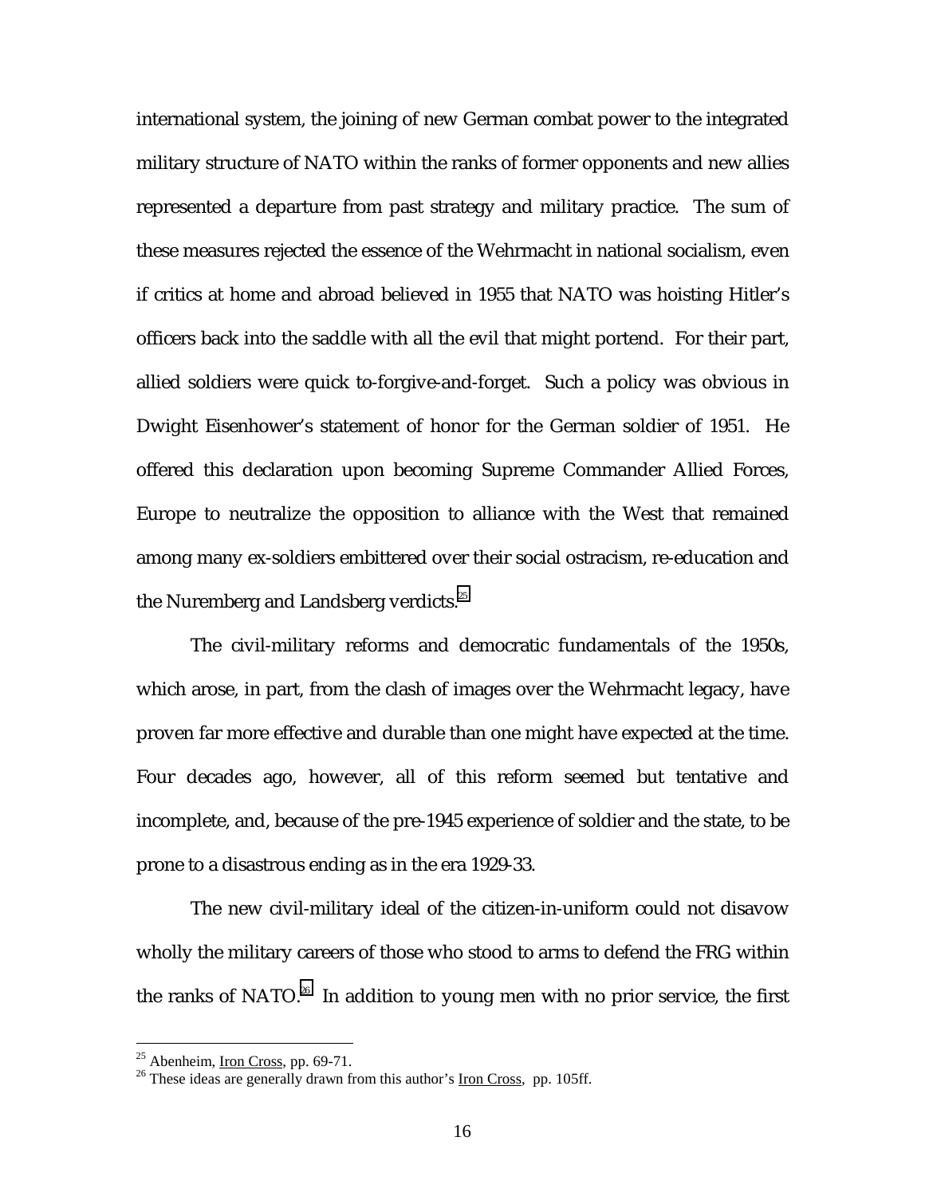international system, the joining of new German combat power to the integrated military structure of NATO within the ranks of former opponents and new allies represented a departure from past strategy and military practice. The sum of these measures rejected the essence of the Wehrmacht in national socialism, even if critics at home and abroad believed in 1955 that NATO was hoisting Hitler's officers back into the saddle with all the evil that might portend. For their part, allied soldiers were quick to-forgive-and-forget. Such a policy was obvious in Dwight Eisenhower's statement of honor for the German soldier of 1951. He offered this declaration upon becoming Supreme Commander Allied Forces, Europe to neutralize the opposition to alliance with the West that remained among many ex-soldiers embittered over their social ostracism, re-education and the Nuremberg and Landsberg verdicts.[25]

The civil-military reforms and democratic fundamentals of the 1950s, which arose, in part, from the clash of images over the Wehrmacht legacy, have proven far more effective and durable than one might have expected at the time. Four decades ago, however, all of this reform seemed but tentative and incomplete, and, because of the pre-1945 experience of soldier and the state, to be prone to a disastrous ending as in the era 1929-33.

The new civil-military ideal of the citizen-in-uniform could not disavow wholly the military careers of those who stood to arms to defend the FRG within the ranks of NATO.[26] In addition to young men with no prior service, the first

---

[25] Abenheim, Iron Cross, pp. 69-71.

[26] These ideas are generally drawn from this author's Iron Cross, pp. 105ff.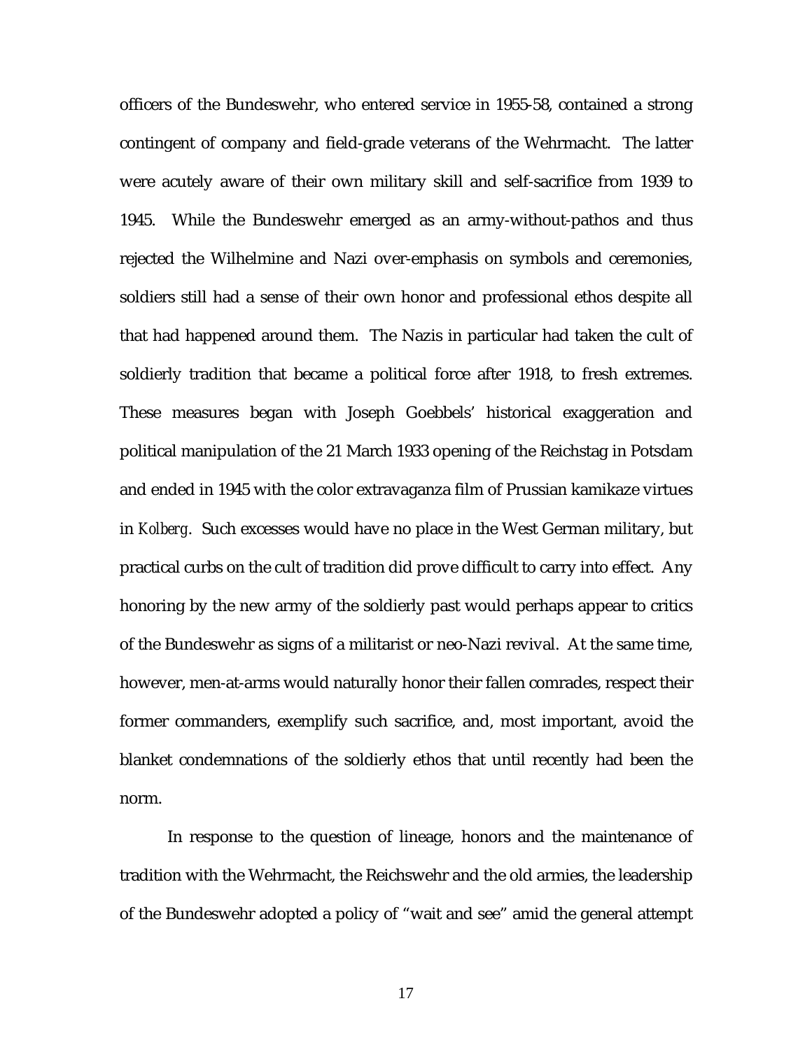officers of the Bundeswehr, who entered service in 1955-58, contained a strong contingent of company and field-grade veterans of the Wehrmacht. The latter were acutely aware of their own military skill and self-sacrifice from 1939 to 1945. While the Bundeswehr emerged as an army-without-pathos and thus rejected the Wilhelmine and Nazi over-emphasis on symbols and ceremonies, soldiers still had a sense of their own honor and professional ethos despite all that had happened around them. The Nazis in particular had taken the cult of soldierly tradition that became a political force after 1918, to fresh extremes. These measures began with Joseph Goebbels' historical exaggeration and political manipulation of the 21 March 1933 opening of the Reichstag in Potsdam and ended in 1945 with the color extravaganza film of Prussian kamikaze virtues in *Kolberg*. Such excesses would have no place in the West German military, but practical curbs on the cult of tradition did prove difficult to carry into effect. Any honoring by the new army of the soldierly past would perhaps appear to critics of the Bundeswehr as signs of a militarist or neo-Nazi revival. At the same time, however, men-at-arms would naturally honor their fallen comrades, respect their former commanders, exemplify such sacrifice, and, most important, avoid the blanket condemnations of the soldierly ethos that until recently had been the norm.

In response to the question of lineage, honors and the maintenance of tradition with the Wehrmacht, the Reichswehr and the old armies, the leadership of the Bundeswehr adopted a policy of "wait and see" amid the general attempt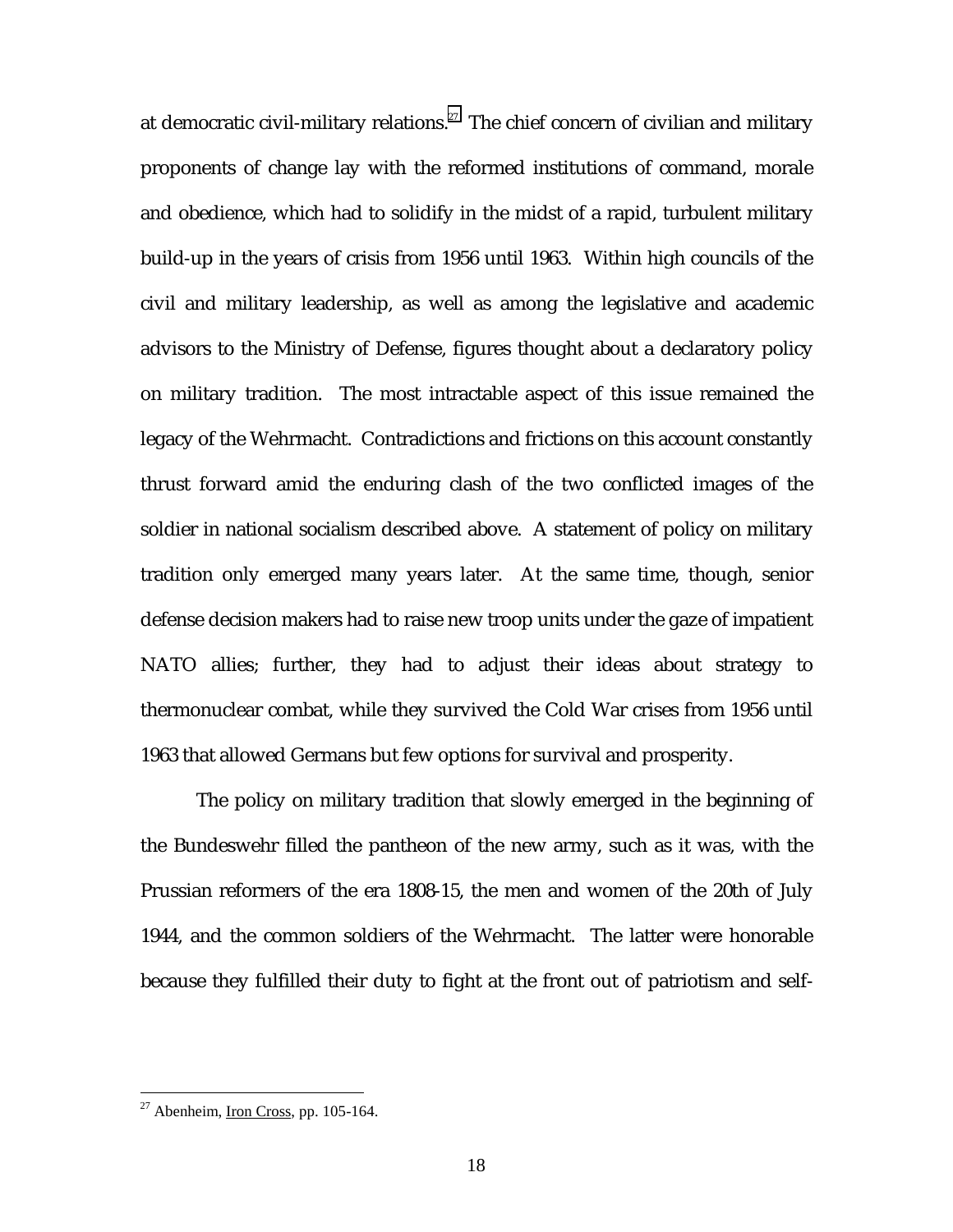at democratic civil-military relations.[27] The chief concern of civilian and military proponents of change lay with the reformed institutions of command, morale and obedience, which had to solidify in the midst of a rapid, turbulent military build-up in the years of crisis from 1956 until 1963. Within high councils of the civil and military leadership, as well as among the legislative and academic advisors to the Ministry of Defense, figures thought about a declaratory policy on military tradition. The most intractable aspect of this issue remained the legacy of the Wehrmacht. Contradictions and frictions on this account constantly thrust forward amid the enduring clash of the two conflicted images of the soldier in national socialism described above. A statement of policy on military tradition only emerged many years later. At the same time, though, senior defense decision makers had to raise new troop units under the gaze of impatient NATO allies; further, they had to adjust their ideas about strategy to thermonuclear combat, while they survived the Cold War crises from 1956 until 1963 that allowed Germans but few options for survival and prosperity.

The policy on military tradition that slowly emerged in the beginning of the Bundeswehr filled the pantheon of the new army, such as it was, with the Prussian reformers of the era 1808-15, the men and women of the 20th of July 1944, and the common soldiers of the Wehrmacht. The latter were honorable because they fulfilled their duty to fight at the front out of patriotism and self-

---

[27] Abenheim, Iron Cross, pp. 105-164.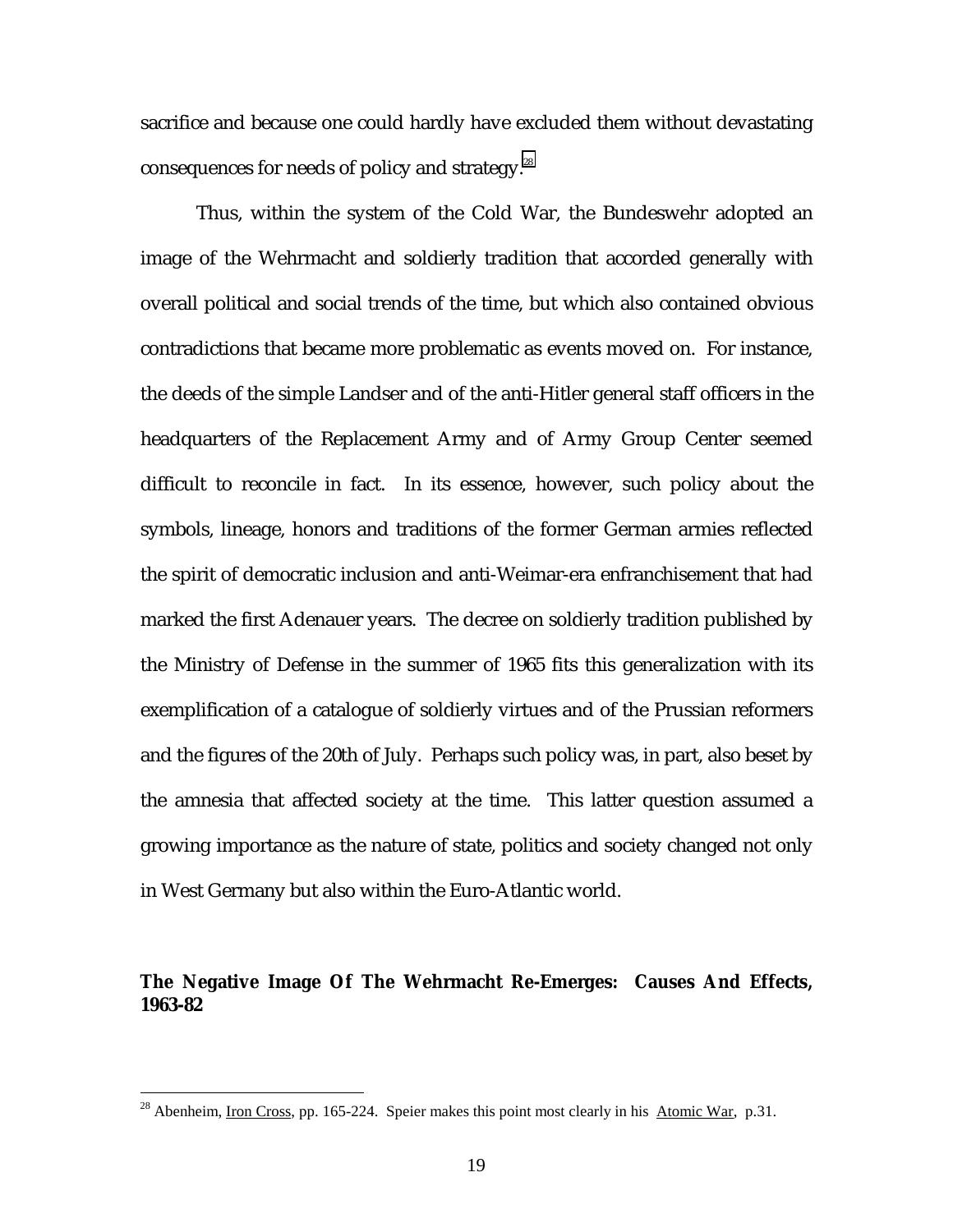sacrifice and because one could hardly have excluded them without devastating consequences for needs of policy and strategy.[28]

Thus, within the system of the Cold War, the Bundeswehr adopted an image of the Wehrmacht and soldierly tradition that accorded generally with overall political and social trends of the time, but which also contained obvious contradictions that became more problematic as events moved on. For instance, the deeds of the simple Landser and of the anti-Hitler general staff officers in the headquarters of the Replacement Army and of Army Group Center seemed difficult to reconcile in fact. In its essence, however, such policy about the symbols, lineage, honors and traditions of the former German armies reflected the spirit of democratic inclusion and anti-Weimar-era enfranchisement that had marked the first Adenauer years. The decree on soldierly tradition published by the Ministry of Defense in the summer of 1965 fits this generalization with its exemplification of a catalogue of soldierly virtues and of the Prussian reformers and the figures of the 20th of July. Perhaps such policy was, in part, also beset by the amnesia that affected society at the time. This latter question assumed a growing importance as the nature of state, politics and society changed not only in West Germany but also within the Euro-Atlantic world.

## The Negative Image Of The Wehrmacht Re-Emerges: Causes And Effects, 1963-82

---

[28] Abenheim, Iron Cross, pp. 165-224. Speier makes this point most clearly in his Atomic War, p.31.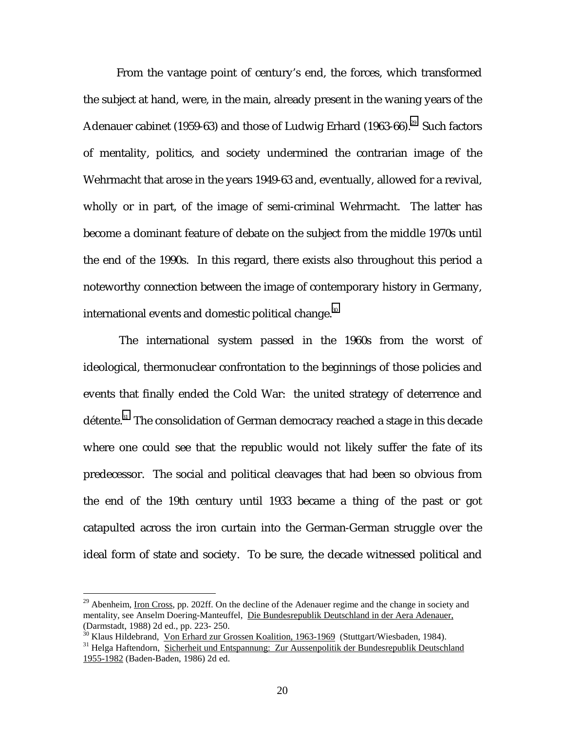From the vantage point of century's end, the forces, which transformed the subject at hand, were, in the main, already present in the waning years of the Adenauer cabinet (1959-63) and those of Ludwig Erhard (1963-66).[29] Such factors of mentality, politics, and society undermined the contrarian image of the Wehrmacht that arose in the years 1949-63 and, eventually, allowed for a revival, wholly or in part, of the image of semi-criminal Wehrmacht. The latter has become a dominant feature of debate on the subject from the middle 1970s until the end of the 1990s. In this regard, there exists also throughout this period a noteworthy connection between the image of contemporary history in Germany, international events and domestic political change.[30]

The international system passed in the 1960s from the worst of ideological, thermonuclear confrontation to the beginnings of those policies and events that finally ended the Cold War: the united strategy of deterrence and détente.[31] The consolidation of German democracy reached a stage in this decade where one could see that the republic would not likely suffer the fate of its predecessor. The social and political cleavages that had been so obvious from the end of the 19th century until 1933 became a thing of the past or got catapulted across the iron curtain into the German-German struggle over the ideal form of state and society. To be sure, the decade witnessed political and

---

[29] Abenheim, Iron Cross, pp. 202ff. On the decline of the Adenauer regime and the change in society and mentality, see Anselm Doering-Manteuffel, Die Bundesrepublik Deutschland in der Aera Adenauer, (Darmstadt, 1988) 2d ed., pp. 223- 250.

[30] Klaus Hildebrand, Von Erhard zur Grossen Koalition, 1963-1969 (Stuttgart/Wiesbaden, 1984).

[31] Helga Haftendorn, Sicherheit und Entspannung: Zur Aussenpolitik der Bundesrepublik Deutschland 1955-1982 (Baden-Baden, 1986) 2d ed.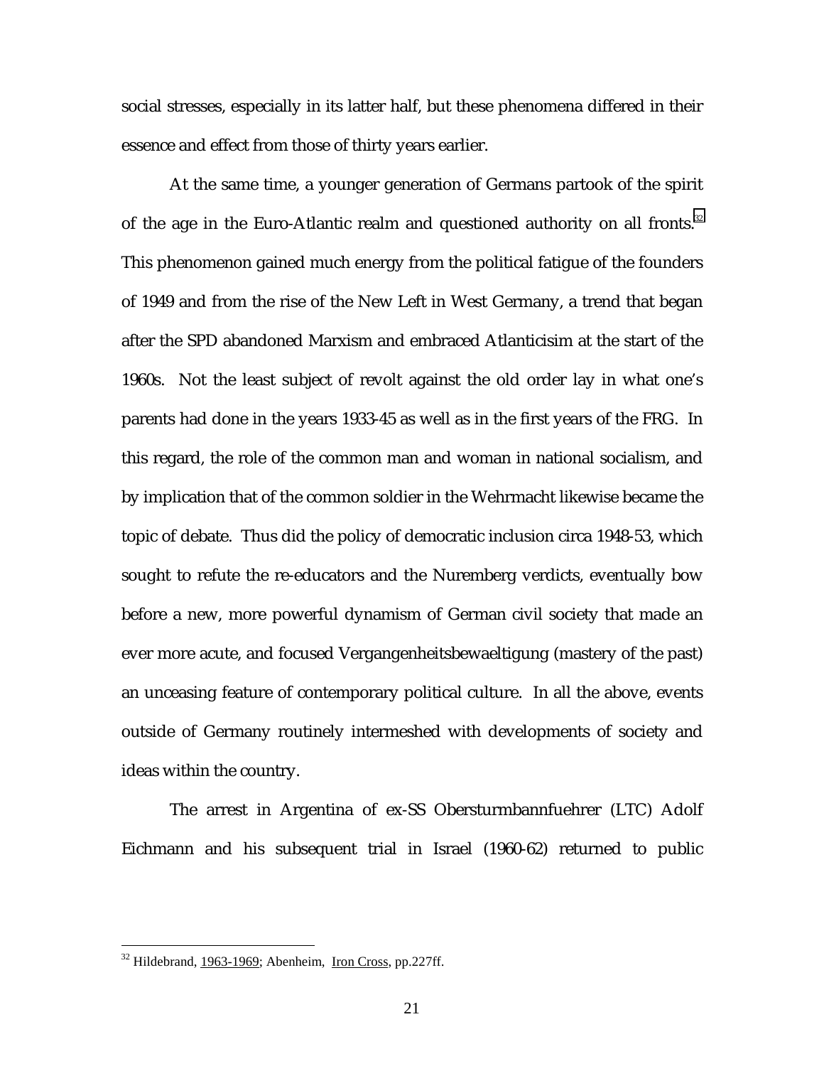social stresses, especially in its latter half, but these phenomena differed in their essence and effect from those of thirty years earlier.

At the same time, a younger generation of Germans partook of the spirit of the age in the Euro-Atlantic realm and questioned authority on all fronts.[32] This phenomenon gained much energy from the political fatigue of the founders of 1949 and from the rise of the New Left in West Germany, a trend that began after the SPD abandoned Marxism and embraced Atlanticisim at the start of the 1960s. Not the least subject of revolt against the old order lay in what one's parents had done in the years 1933-45 as well as in the first years of the FRG. In this regard, the role of the common man and woman in national socialism, and by implication that of the common soldier in the Wehrmacht likewise became the topic of debate. Thus did the policy of democratic inclusion circa 1948-53, which sought to refute the re-educators and the Nuremberg verdicts, eventually bow before a new, more powerful dynamism of German civil society that made an ever more acute, and focused Vergangenheitsbewaeltigung (mastery of the past) an unceasing feature of contemporary political culture. In all the above, events outside of Germany routinely intermeshed with developments of society and ideas within the country.

The arrest in Argentina of ex-SS Obersturmbannfuehrer (LTC) Adolf Eichmann and his subsequent trial in Israel (1960-62) returned to public

---

[32] Hildebrand, 1963-1969; Abenheim, Iron Cross, pp.227ff.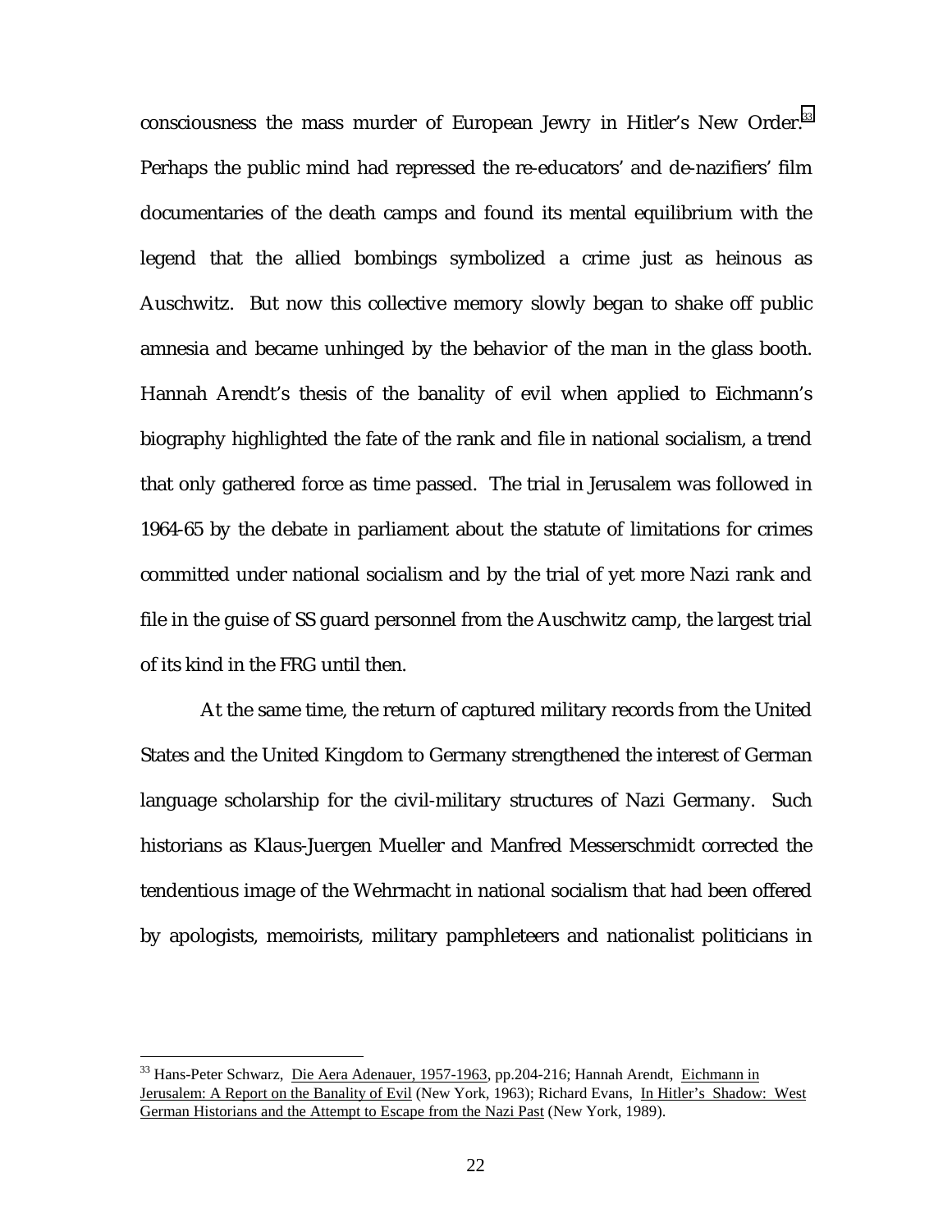consciousness the mass murder of European Jewry in Hitler's New Order.[33] Perhaps the public mind had repressed the re-educators' and de-nazifiers' film documentaries of the death camps and found its mental equilibrium with the legend that the allied bombings symbolized a crime just as heinous as Auschwitz. But now this collective memory slowly began to shake off public amnesia and became unhinged by the behavior of the man in the glass booth. Hannah Arendt's thesis of the banality of evil when applied to Eichmann's biography highlighted the fate of the rank and file in national socialism, a trend that only gathered force as time passed. The trial in Jerusalem was followed in 1964-65 by the debate in parliament about the statute of limitations for crimes committed under national socialism and by the trial of yet more Nazi rank and file in the guise of SS guard personnel from the Auschwitz camp, the largest trial of its kind in the FRG until then.

At the same time, the return of captured military records from the United States and the United Kingdom to Germany strengthened the interest of German language scholarship for the civil-military structures of Nazi Germany. Such historians as Klaus-Juergen Mueller and Manfred Messerschmidt corrected the tendentious image of the Wehrmacht in national socialism that had been offered by apologists, memoirists, military pamphleteers and nationalist politicians in

---

[33] Hans-Peter Schwarz, Die Aera Adenauer, 1957-1963, pp.204-216; Hannah Arendt, Eichmann in Jerusalem: A Report on the Banality of Evil (New York, 1963); Richard Evans, In Hitler's Shadow: West German Historians and the Attempt to Escape from the Nazi Past (New York, 1989).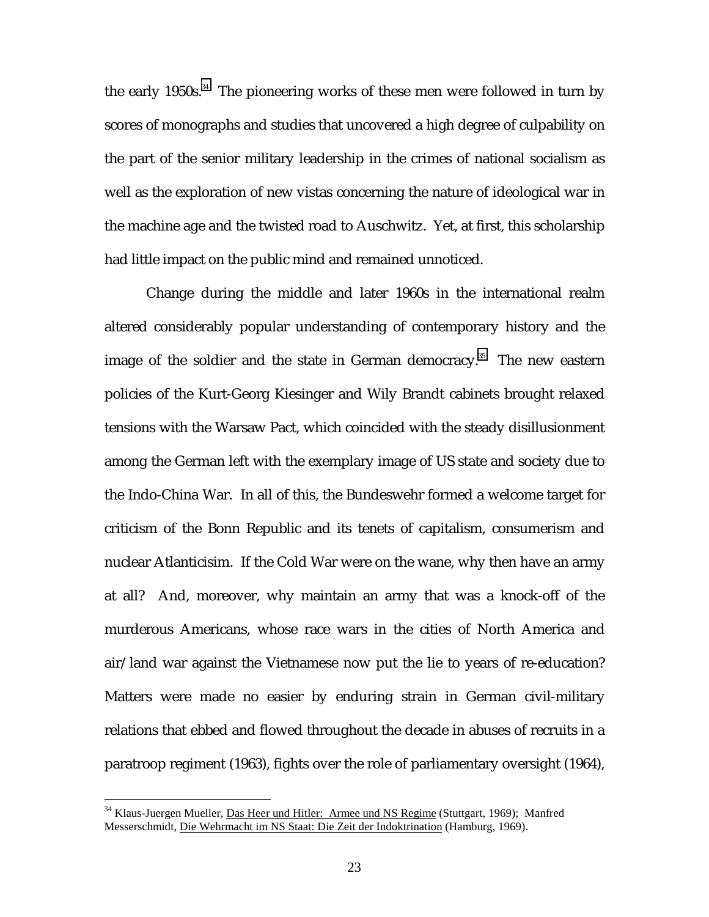the early 1950s.[34] The pioneering works of these men were followed in turn by scores of monographs and studies that uncovered a high degree of culpability on the part of the senior military leadership in the crimes of national socialism as well as the exploration of new vistas concerning the nature of ideological war in the machine age and the twisted road to Auschwitz. Yet, at first, this scholarship had little impact on the public mind and remained unnoticed.

Change during the middle and later 1960s in the international realm altered considerably popular understanding of contemporary history and the image of the soldier and the state in German democracy.[35] The new eastern policies of the Kurt-Georg Kiesinger and Wily Brandt cabinets brought relaxed tensions with the Warsaw Pact, which coincided with the steady disillusionment among the German left with the exemplary image of US state and society due to the Indo-China War. In all of this, the Bundeswehr formed a welcome target for criticism of the Bonn Republic and its tenets of capitalism, consumerism and nuclear Atlanticisim. If the Cold War were on the wane, why then have an army at all? And, moreover, why maintain an army that was a knock-off of the murderous Americans, whose race wars in the cities of North America and air/land war against the Vietnamese now put the lie to years of re-education? Matters were made no easier by enduring strain in German civil-military relations that ebbed and flowed throughout the decade in abuses of recruits in a paratroop regiment (1963), fights over the role of parliamentary oversight (1964),

---

[34] Klaus-Juergen Mueller, Das Heer und Hitler: Armee und NS Regime (Stuttgart, 1969); Manfred Messerschmidt, Die Wehrmacht im NS Staat: Die Zeit der Indoktrination (Hamburg, 1969).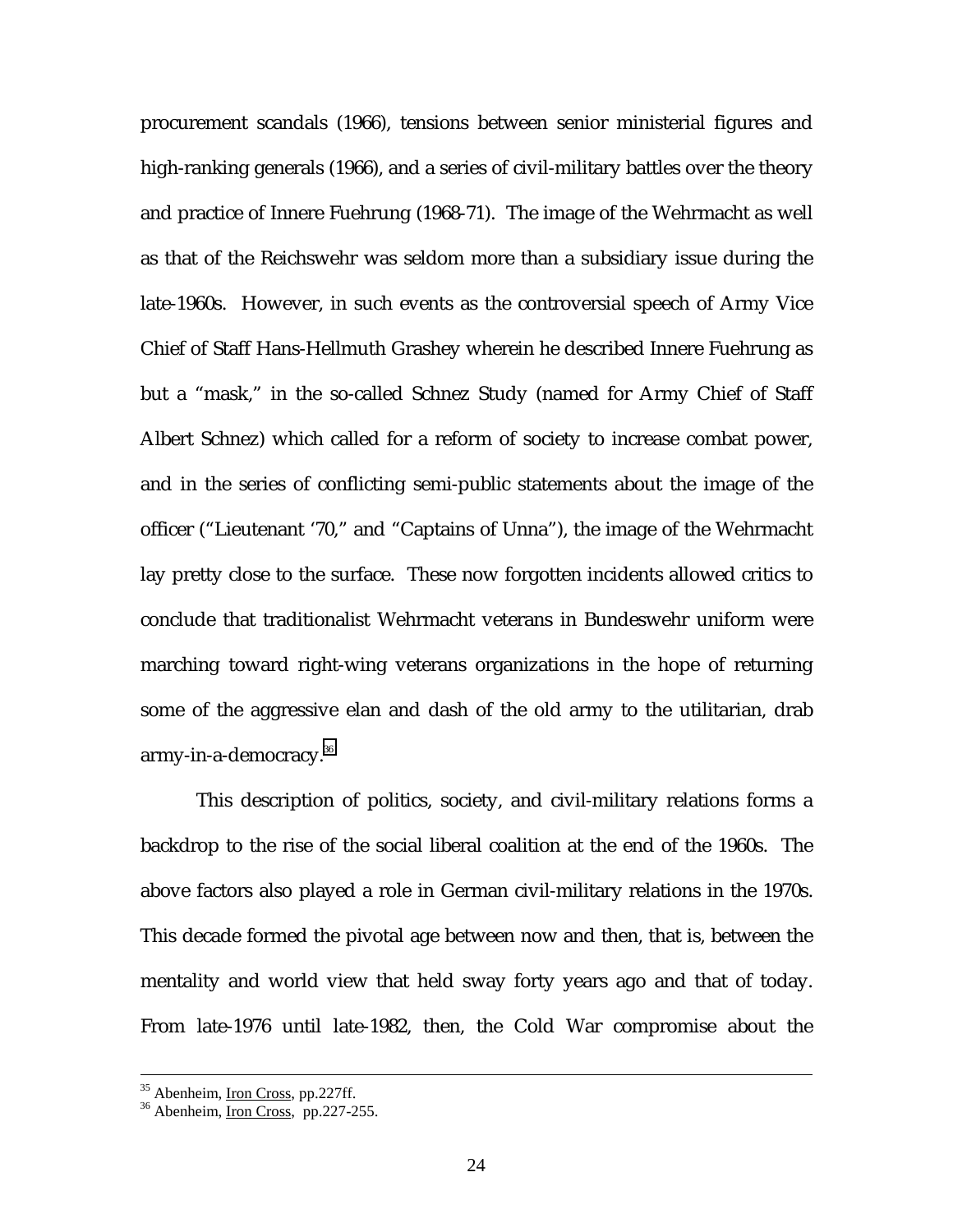procurement scandals (1966), tensions between senior ministerial figures and high-ranking generals (1966), and a series of civil-military battles over the theory and practice of Innere Fuehrung (1968-71). The image of the Wehrmacht as well as that of the Reichswehr was seldom more than a subsidiary issue during the late-1960s. However, in such events as the controversial speech of Army Vice Chief of Staff Hans-Hellmuth Grashey wherein he described Innere Fuehrung as but a "mask," in the so-called Schnez Study (named for Army Chief of Staff Albert Schnez) which called for a reform of society to increase combat power, and in the series of conflicting semi-public statements about the image of the officer ("Lieutenant '70," and "Captains of Unna"), the image of the Wehrmacht lay pretty close to the surface. These now forgotten incidents allowed critics to conclude that traditionalist Wehrmacht veterans in Bundeswehr uniform were marching toward right-wing veterans organizations in the hope of returning some of the aggressive elan and dash of the old army to the utilitarian, drab army-in-a-democracy.[36]

This description of politics, society, and civil-military relations forms a backdrop to the rise of the social liberal coalition at the end of the 1960s. The above factors also played a role in German civil-military relations in the 1970s. This decade formed the pivotal age between now and then, that is, between the mentality and world view that held sway forty years ago and that of today. From late-1976 until late-1982, then, the Cold War compromise about the

---

[35] Abenheim, Iron Cross, pp.227ff.

[36] Abenheim, Iron Cross, pp.227-255.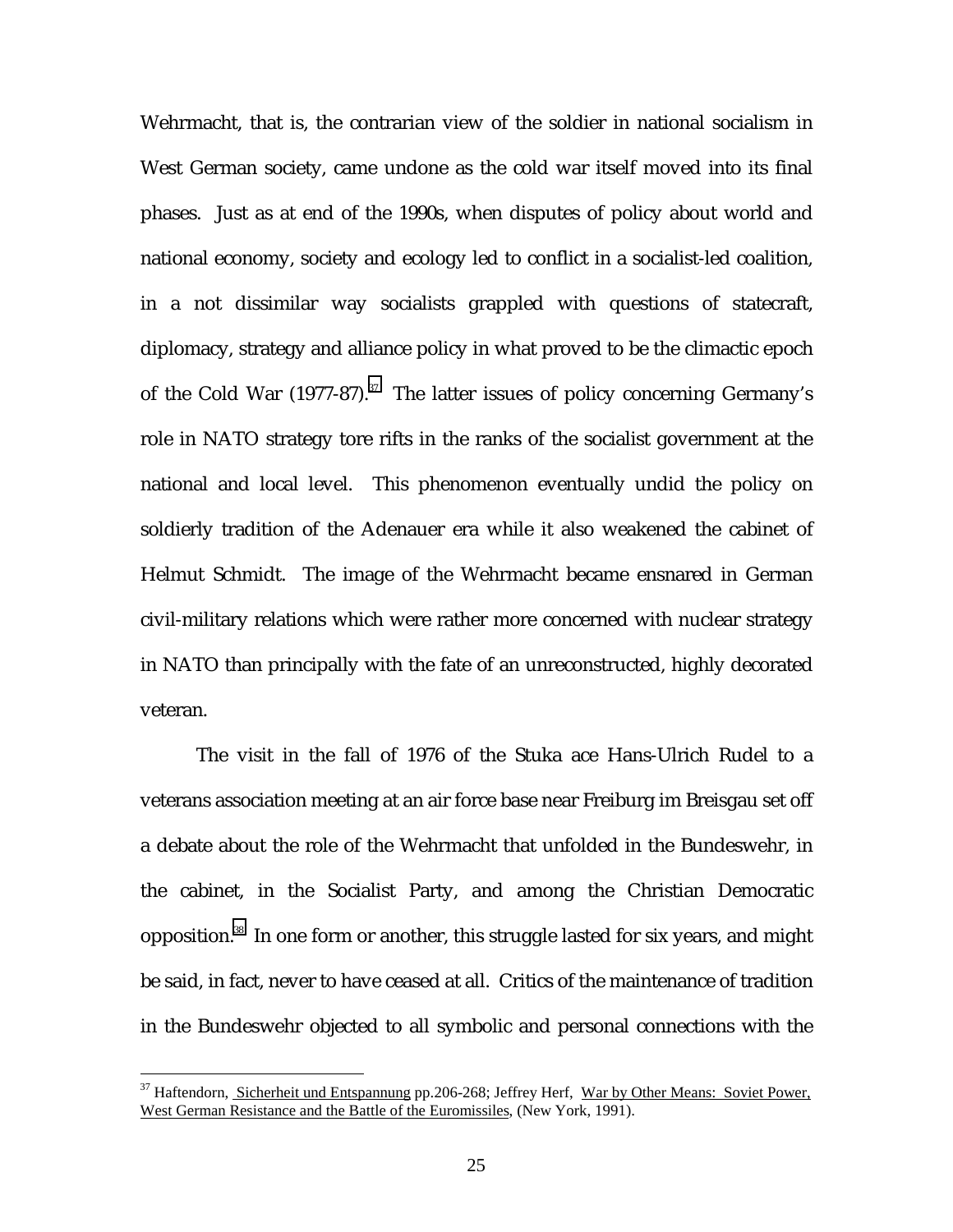Wehrmacht, that is, the contrarian view of the soldier in national socialism in West German society, came undone as the cold war itself moved into its final phases. Just as at end of the 1990s, when disputes of policy about world and national economy, society and ecology led to conflict in a socialist-led coalition, in a not dissimilar way socialists grappled with questions of statecraft, diplomacy, strategy and alliance policy in what proved to be the climactic epoch of the Cold War (1977-87).[37] The latter issues of policy concerning Germany's role in NATO strategy tore rifts in the ranks of the socialist government at the national and local level. This phenomenon eventually undid the policy on soldierly tradition of the Adenauer era while it also weakened the cabinet of Helmut Schmidt. The image of the Wehrmacht became ensnared in German civil-military relations which were rather more concerned with nuclear strategy in NATO than principally with the fate of an unreconstructed, highly decorated veteran.

The visit in the fall of 1976 of the Stuka ace Hans-Ulrich Rudel to a veterans association meeting at an air force base near Freiburg im Breisgau set off a debate about the role of the Wehrmacht that unfolded in the Bundeswehr, in the cabinet, in the Socialist Party, and among the Christian Democratic opposition.[38] In one form or another, this struggle lasted for six years, and might be said, in fact, never to have ceased at all. Critics of the maintenance of tradition in the Bundeswehr objected to all symbolic and personal connections with the

---

[37] Haftendorn, Sicherheit und Entspannung pp.206-268; Jeffrey Herf, War by Other Means: Soviet Power, West German Resistance and the Battle of the Euromissiles, (New York, 1991).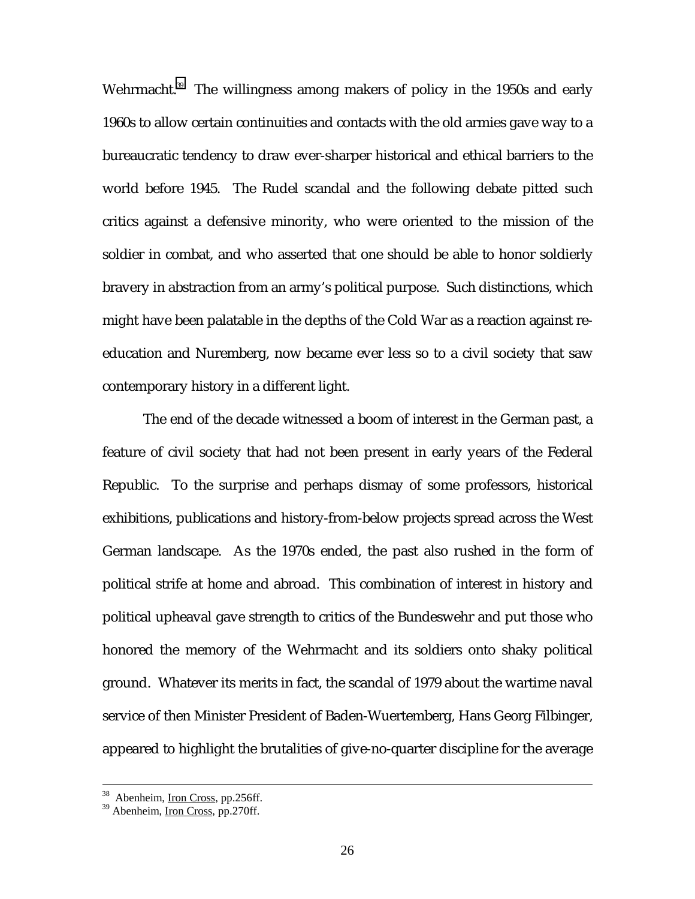Wehrmacht.[39] The willingness among makers of policy in the 1950s and early 1960s to allow certain continuities and contacts with the old armies gave way to a bureaucratic tendency to draw ever-sharper historical and ethical barriers to the world before 1945. The Rudel scandal and the following debate pitted such critics against a defensive minority, who were oriented to the mission of the soldier in combat, and who asserted that one should be able to honor soldierly bravery in abstraction from an army's political purpose. Such distinctions, which might have been palatable in the depths of the Cold War as a reaction against re-education and Nuremberg, now became ever less so to a civil society that saw contemporary history in a different light.

The end of the decade witnessed a boom of interest in the German past, a feature of civil society that had not been present in early years of the Federal Republic. To the surprise and perhaps dismay of some professors, historical exhibitions, publications and history-from-below projects spread across the West German landscape. As the 1970s ended, the past also rushed in the form of political strife at home and abroad. This combination of interest in history and political upheaval gave strength to critics of the Bundeswehr and put those who honored the memory of the Wehrmacht and its soldiers onto shaky political ground. Whatever its merits in fact, the scandal of 1979 about the wartime naval service of then Minister President of Baden-Wuertemberg, Hans Georg Filbinger, appeared to highlight the brutalities of give-no-quarter discipline for the average

---

[38] Abenheim, Iron Cross, pp.256ff.

[39] Abenheim, Iron Cross, pp.270ff.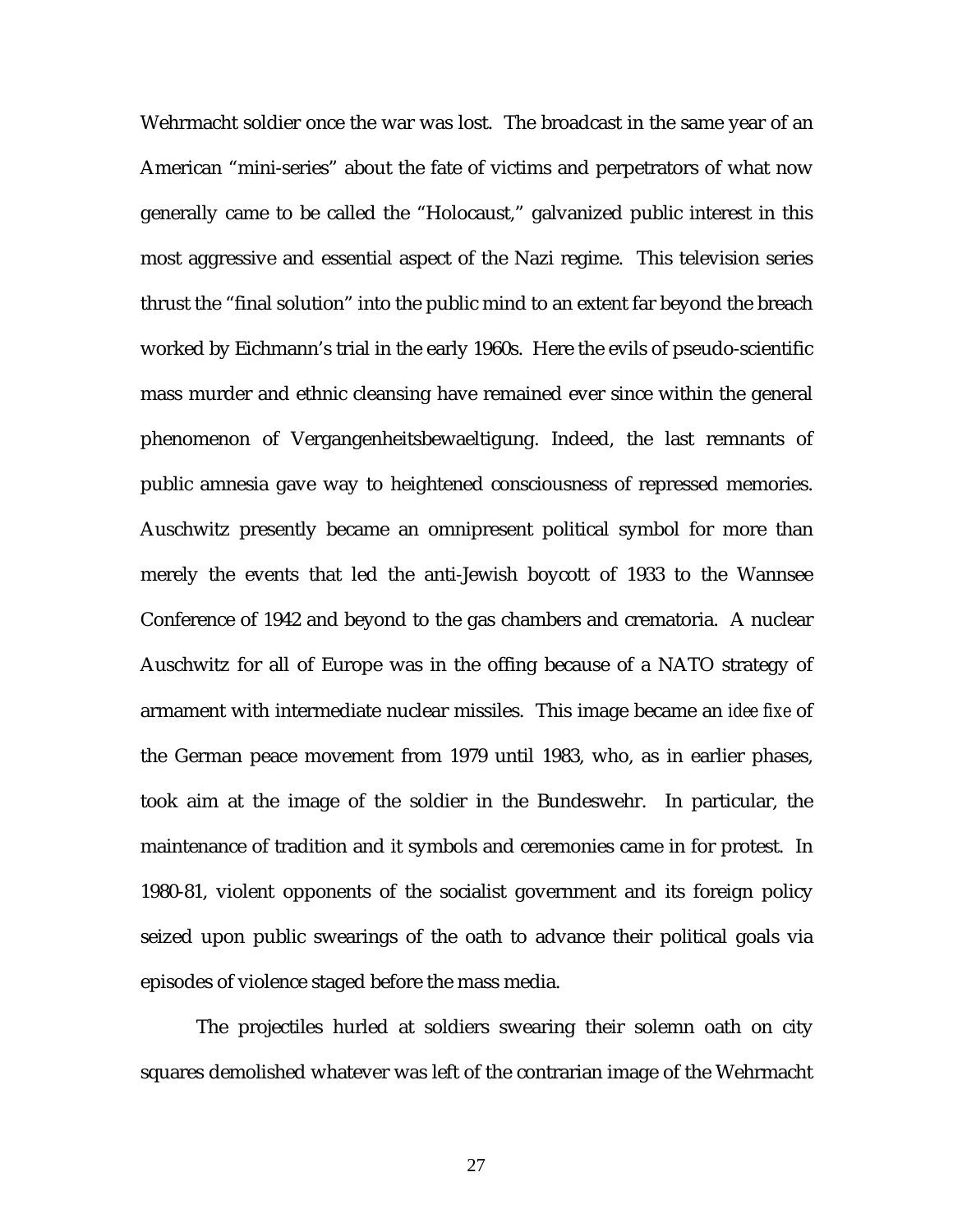Wehrmacht soldier once the war was lost. The broadcast in the same year of an American "mini-series" about the fate of victims and perpetrators of what now generally came to be called the "Holocaust," galvanized public interest in this most aggressive and essential aspect of the Nazi regime. This television series thrust the "final solution" into the public mind to an extent far beyond the breach worked by Eichmann's trial in the early 1960s. Here the evils of pseudo-scientific mass murder and ethnic cleansing have remained ever since within the general phenomenon of Vergangenheitsbewaeltigung. Indeed, the last remnants of public amnesia gave way to heightened consciousness of repressed memories. Auschwitz presently became an omnipresent political symbol for more than merely the events that led the anti-Jewish boycott of 1933 to the Wannsee Conference of 1942 and beyond to the gas chambers and crematoria. A nuclear Auschwitz for all of Europe was in the offing because of a NATO strategy of armament with intermediate nuclear missiles. This image became an *idee fixe* of the German peace movement from 1979 until 1983, who, as in earlier phases, took aim at the image of the soldier in the Bundeswehr. In particular, the maintenance of tradition and it symbols and ceremonies came in for protest. In 1980-81, violent opponents of the socialist government and its foreign policy seized upon public swearings of the oath to advance their political goals via episodes of violence staged before the mass media.

The projectiles hurled at soldiers swearing their solemn oath on city squares demolished whatever was left of the contrarian image of the Wehrmacht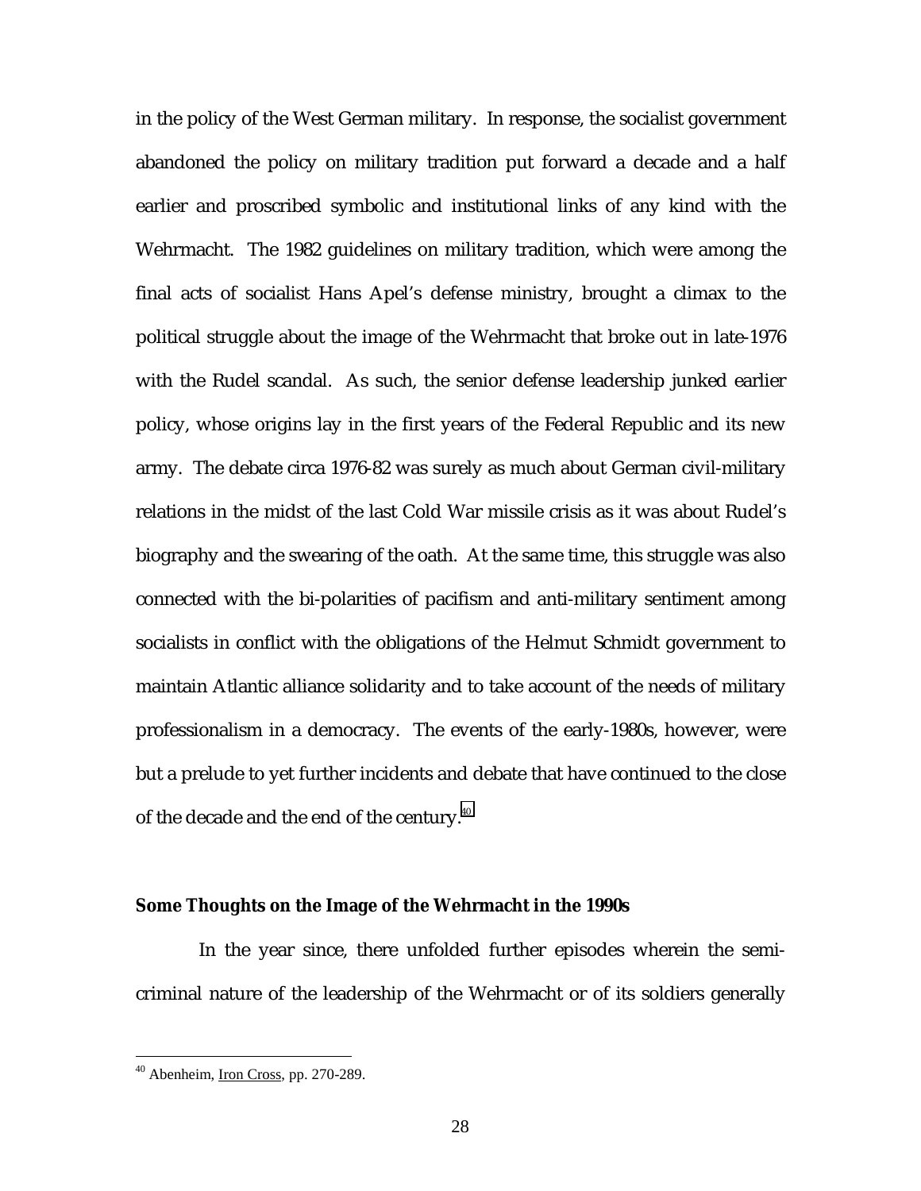in the policy of the West German military. In response, the socialist government abandoned the policy on military tradition put forward a decade and a half earlier and proscribed symbolic and institutional links of any kind with the Wehrmacht. The 1982 guidelines on military tradition, which were among the final acts of socialist Hans Apel's defense ministry, brought a climax to the political struggle about the image of the Wehrmacht that broke out in late-1976 with the Rudel scandal. As such, the senior defense leadership junked earlier policy, whose origins lay in the first years of the Federal Republic and its new army. The debate circa 1976-82 was surely as much about German civil-military relations in the midst of the last Cold War missile crisis as it was about Rudel's biography and the swearing of the oath. At the same time, this struggle was also connected with the bi-polarities of pacifism and anti-military sentiment among socialists in conflict with the obligations of the Helmut Schmidt government to maintain Atlantic alliance solidarity and to take account of the needs of military professionalism in a democracy. The events of the early-1980s, however, were but a prelude to yet further incidents and debate that have continued to the close of the decade and the end of the century.[40]

**Some Thoughts on the Image of the Wehrmacht in the 1990s**

In the year since, there unfolded further episodes wherein the semi-criminal nature of the leadership of the Wehrmacht or of its soldiers generally

---

[40] Abenheim, Iron Cross, pp. 270-289.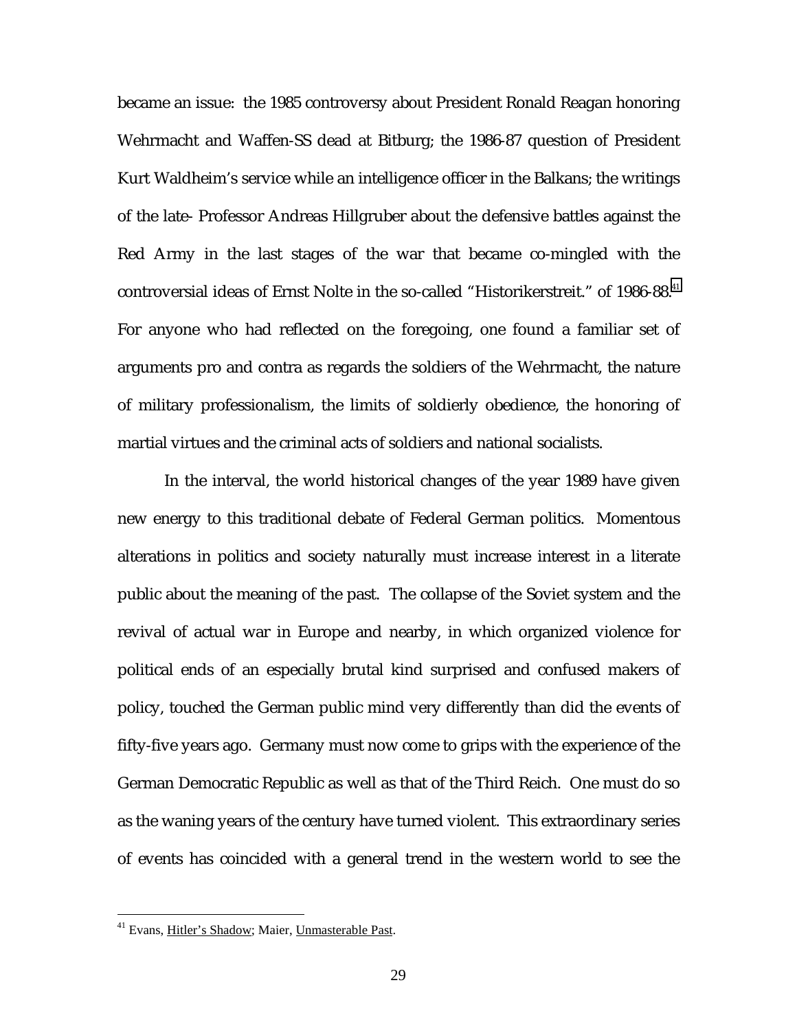became an issue: the 1985 controversy about President Ronald Reagan honoring Wehrmacht and Waffen-SS dead at Bitburg; the 1986-87 question of President Kurt Waldheim's service while an intelligence officer in the Balkans; the writings of the late- Professor Andreas Hillgruber about the defensive battles against the Red Army in the last stages of the war that became co-mingled with the controversial ideas of Ernst Nolte in the so-called "Historikerstreit." of 1986-88.[41] For anyone who had reflected on the foregoing, one found a familiar set of arguments pro and contra as regards the soldiers of the Wehrmacht, the nature of military professionalism, the limits of soldierly obedience, the honoring of martial virtues and the criminal acts of soldiers and national socialists.

In the interval, the world historical changes of the year 1989 have given new energy to this traditional debate of Federal German politics. Momentous alterations in politics and society naturally must increase interest in a literate public about the meaning of the past. The collapse of the Soviet system and the revival of actual war in Europe and nearby, in which organized violence for political ends of an especially brutal kind surprised and confused makers of policy, touched the German public mind very differently than did the events of fifty-five years ago. Germany must now come to grips with the experience of the German Democratic Republic as well as that of the Third Reich. One must do so as the waning years of the century have turned violent. This extraordinary series of events has coincided with a general trend in the western world to see the

[41] Evans, Hitler's Shadow; Maier, Unmasterable Past.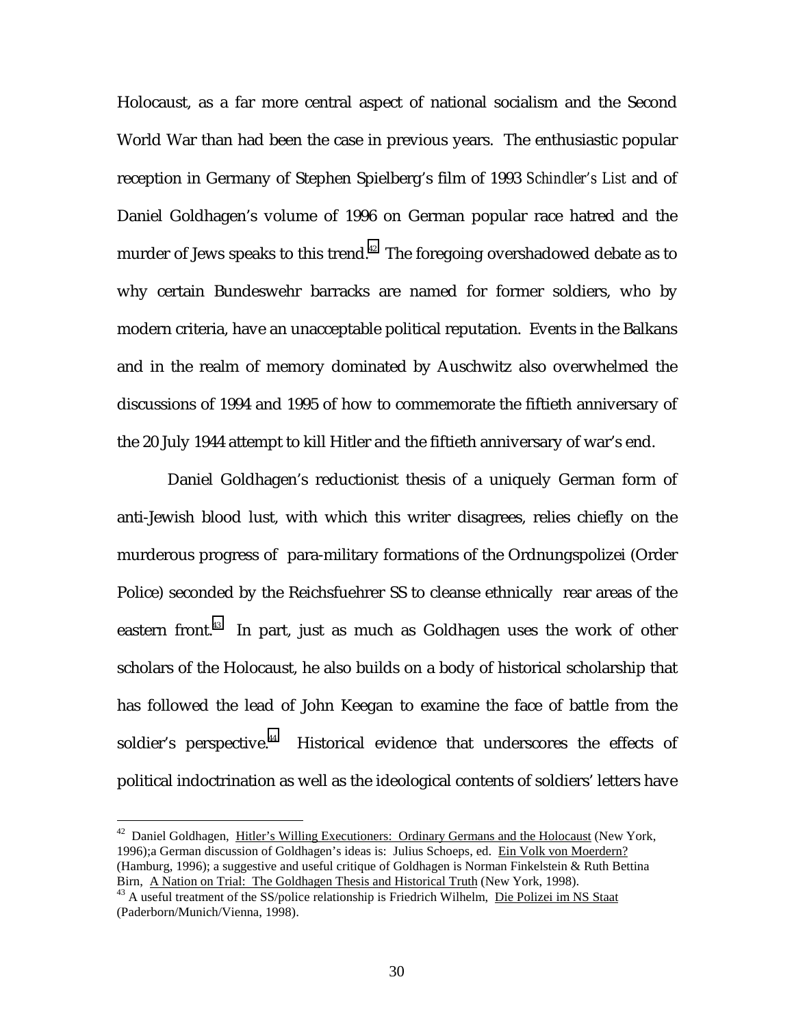Holocaust, as a far more central aspect of national socialism and the Second World War than had been the case in previous years. The enthusiastic popular reception in Germany of Stephen Spielberg's film of 1993 *Schindler's List* and of Daniel Goldhagen's volume of 1996 on German popular race hatred and the murder of Jews speaks to this trend.[42] The foregoing overshadowed debate as to why certain Bundeswehr barracks are named for former soldiers, who by modern criteria, have an unacceptable political reputation. Events in the Balkans and in the realm of memory dominated by Auschwitz also overwhelmed the discussions of 1994 and 1995 of how to commemorate the fiftieth anniversary of the 20 July 1944 attempt to kill Hitler and the fiftieth anniversary of war's end.

Daniel Goldhagen's reductionist thesis of a uniquely German form of anti-Jewish blood lust, with which this writer disagrees, relies chiefly on the murderous progress of para-military formations of the Ordnungspolizei (Order Police) seconded by the Reichsfuehrer SS to cleanse ethnically rear areas of the eastern front.[43] In part, just as much as Goldhagen uses the work of other scholars of the Holocaust, he also builds on a body of historical scholarship that has followed the lead of John Keegan to examine the face of battle from the soldier's perspective.[44] Historical evidence that underscores the effects of political indoctrination as well as the ideological contents of soldiers' letters have

---

[42] Daniel Goldhagen, Hitler's Willing Executioners: Ordinary Germans and the Holocaust (New York, 1996);a German discussion of Goldhagen's ideas is: Julius Schoeps, ed. Ein Volk von Moerdern? (Hamburg, 1996); a suggestive and useful critique of Goldhagen is Norman Finkelstein & Ruth Bettina Birn, A Nation on Trial: The Goldhagen Thesis and Historical Truth (New York, 1998).

[43] A useful treatment of the SS/police relationship is Friedrich Wilhelm, Die Polizei im NS Staat (Paderborn/Munich/Vienna, 1998).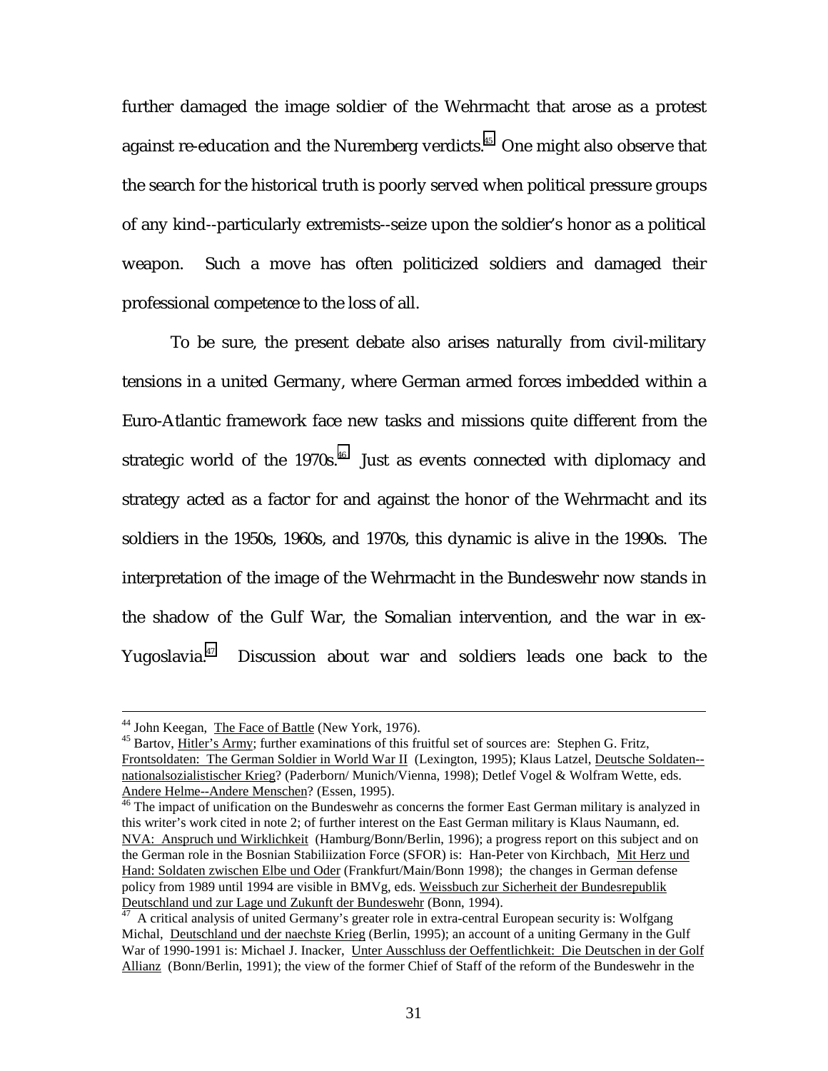further damaged the image soldier of the Wehrmacht that arose as a protest against re-education and the Nuremberg verdicts.[45] One might also observe that the search for the historical truth is poorly served when political pressure groups of any kind--particularly extremists--seize upon the soldier's honor as a political weapon. Such a move has often politicized soldiers and damaged their professional competence to the loss of all.

To be sure, the present debate also arises naturally from civil-military tensions in a united Germany, where German armed forces imbedded within a Euro-Atlantic framework face new tasks and missions quite different from the strategic world of the 1970s.[46] Just as events connected with diplomacy and strategy acted as a factor for and against the honor of the Wehrmacht and its soldiers in the 1950s, 1960s, and 1970s, this dynamic is alive in the 1990s. The interpretation of the image of the Wehrmacht in the Bundeswehr now stands in the shadow of the Gulf War, the Somalian intervention, and the war in ex-Yugoslavia.[47] Discussion about war and soldiers leads one back to the

---

[44] John Keegan, The Face of Battle (New York, 1976).

[45] Bartov, Hitler's Army; further examinations of this fruitful set of sources are: Stephen G. Fritz, Frontsoldaten: The German Soldier in World War II (Lexington, 1995); Klaus Latzel, Deutsche Soldaten--nationalsozialistischer Krieg? (Paderborn/ Munich/Vienna, 1998); Detlef Vogel & Wolfram Wette, eds. Andere Helme--Andere Menschen? (Essen, 1995).

[46] The impact of unification on the Bundeswehr as concerns the former East German military is analyzed in this writer's work cited in note 2; of further interest on the East German military is Klaus Naumann, ed. NVA: Anspruch und Wirklichkeit (Hamburg/Bonn/Berlin, 1996); a progress report on this subject and on the German role in the Bosnian Stabiliization Force (SFOR) is: Han-Peter von Kirchbach, Mit Herz und Hand: Soldaten zwischen Elbe und Oder (Frankfurt/Main/Bonn 1998); the changes in German defense policy from 1989 until 1994 are visible in BMVg, eds. Weissbuch zur Sicherheit der Bundesrepublik Deutschland und zur Lage und Zukunft der Bundeswehr (Bonn, 1994).

[47] A critical analysis of united Germany's greater role in extra-central European security is: Wolfgang Michal, Deutschland und der naechste Krieg (Berlin, 1995); an account of a uniting Germany in the Gulf War of 1990-1991 is: Michael J. Inacker, Unter Ausschluss der Oeffentlichkeit: Die Deutschen in der Golf Allianz (Bonn/Berlin, 1991); the view of the former Chief of Staff of the reform of the Bundeswehr in the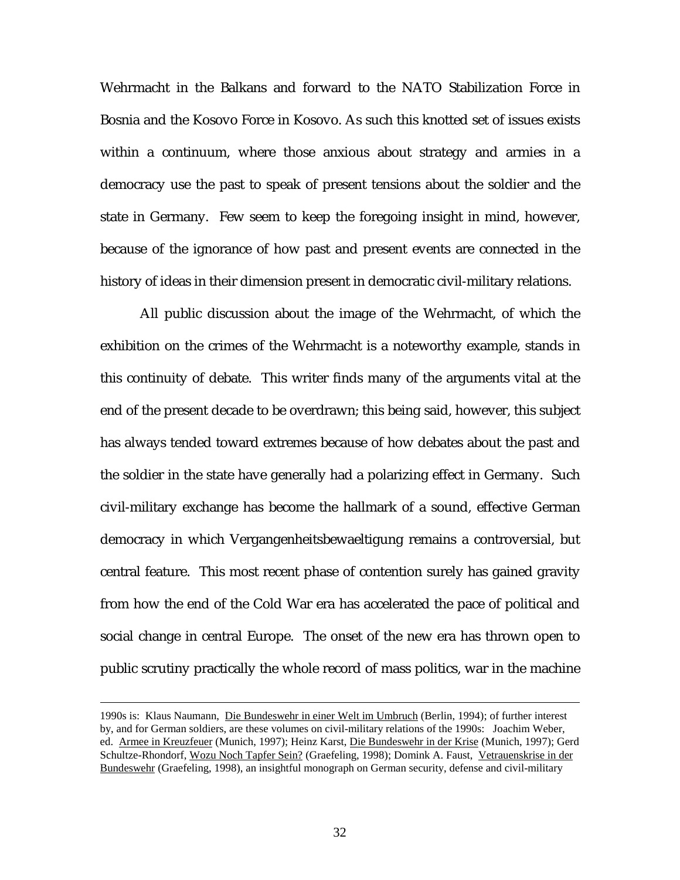Wehrmacht in the Balkans and forward to the NATO Stabilization Force in Bosnia and the Kosovo Force in Kosovo. As such this knotted set of issues exists within a continuum, where those anxious about strategy and armies in a democracy use the past to speak of present tensions about the soldier and the state in Germany. Few seem to keep the foregoing insight in mind, however, because of the ignorance of how past and present events are connected in the history of ideas in their dimension present in democratic civil-military relations.

All public discussion about the image of the Wehrmacht, of which the exhibition on the crimes of the Wehrmacht is a noteworthy example, stands in this continuity of debate. This writer finds many of the arguments vital at the end of the present decade to be overdrawn; this being said, however, this subject has always tended toward extremes because of how debates about the past and the soldier in the state have generally had a polarizing effect in Germany. Such civil-military exchange has become the hallmark of a sound, effective German democracy in which Vergangenheitsbewaeltigung remains a controversial, but central feature. This most recent phase of contention surely has gained gravity from how the end of the Cold War era has accelerated the pace of political and social change in central Europe. The onset of the new era has thrown open to public scrutiny practically the whole record of mass politics, war in the machine

---

1990s is: Klaus Naumann, Die Bundeswehr in einer Welt im Umbruch (Berlin, 1994); of further interest by, and for German soldiers, are these volumes on civil-military relations of the 1990s: Joachim Weber, ed. Armee in Kreuzfeuer (Munich, 1997); Heinz Karst, Die Bundeswehr in der Krise (Munich, 1997); Gerd Schultze-Rhondorf, Wozu Noch Tapfer Sein? (Graefeling, 1998); Domink A. Faust, Vetrauenskrise in der Bundeswehr (Graefeling, 1998), an insightful monograph on German security, defense and civil-military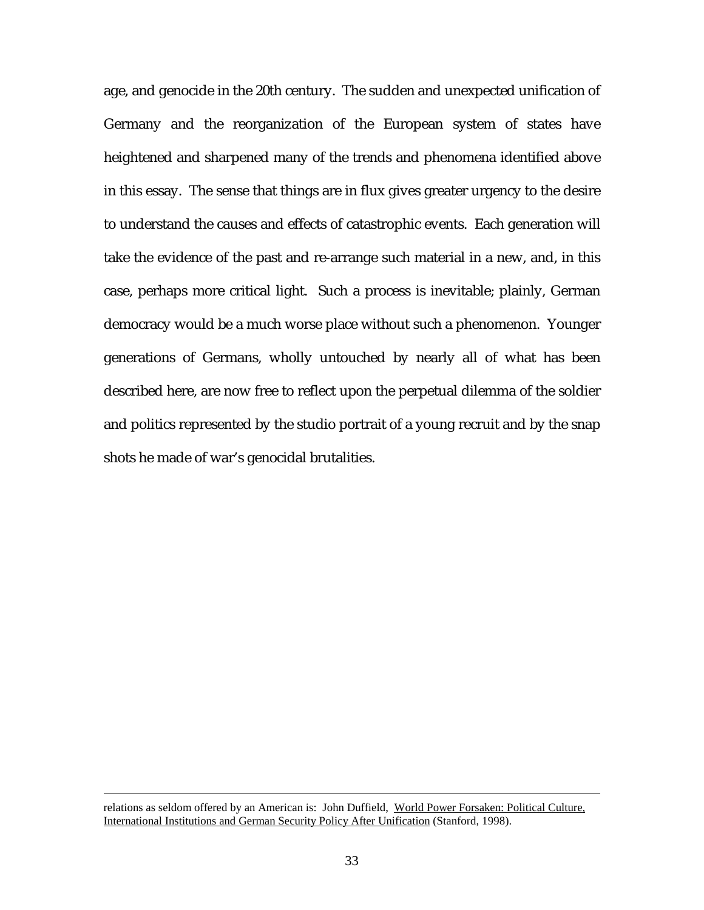age, and genocide in the 20th century. The sudden and unexpected unification of Germany and the reorganization of the European system of states have heightened and sharpened many of the trends and phenomena identified above in this essay. The sense that things are in flux gives greater urgency to the desire to understand the causes and effects of catastrophic events. Each generation will take the evidence of the past and re-arrange such material in a new, and, in this case, perhaps more critical light. Such a process is inevitable; plainly, German democracy would be a much worse place without such a phenomenon. Younger generations of Germans, wholly untouched by nearly all of what has been described here, are now free to reflect upon the perpetual dilemma of the soldier and politics represented by the studio portrait of a young recruit and by the snap shots he made of war's genocidal brutalities.

---

relations as seldom offered by an American is: John Duffield, World Power Forsaken: Political Culture, International Institutions and German Security Policy After Unification (Stanford, 1998).